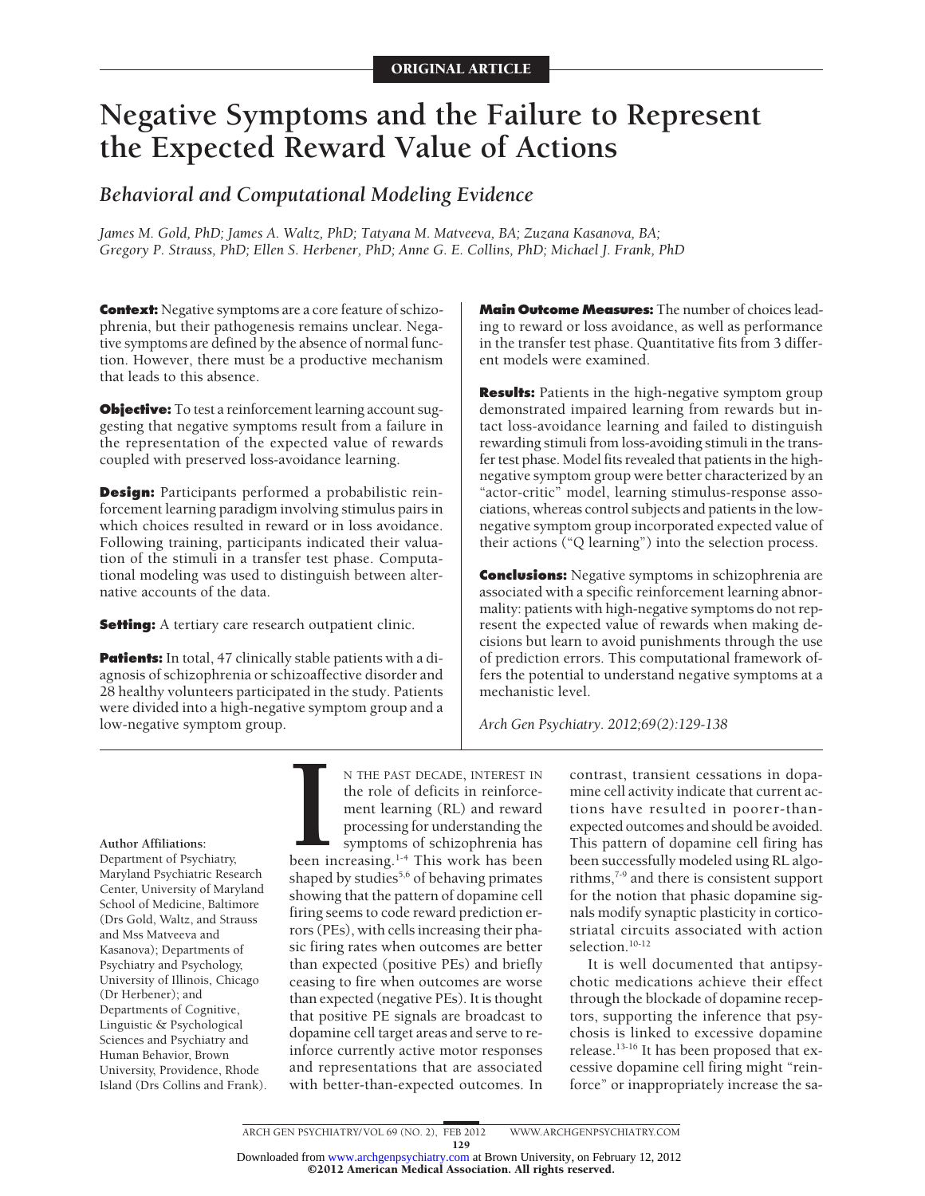ORIGINAL ARTICLE

# Negative Symptoms and the Failure to Represent the Expected Reward Value of Actions

## *Behavioral and Computational Modeling Evidence*

*James M. Gold, PhD; James A. Waltz, PhD; Tatyana M. Matveeva, BA; Zuzana Kasanova, BA; Gregory P. Strauss, PhD; Ellen S. Herbener, PhD; Anne G. E. Collins, PhD; Michael J. Frank, PhD*

**Context:** Negative symptoms are a core feature of schizophrenia, but their pathogenesis remains unclear. Negative symptoms are defined by the absence of normal function. However, there must be a productive mechanism that leads to this absence.

**Objective:** To test a reinforcement learning account suggesting that negative symptoms result from a failure in the representation of the expected value of rewards coupled with preserved loss-avoidance learning.

**Design:** Participants performed a probabilistic reinforcement learning paradigm involving stimulus pairs in which choices resulted in reward or in loss avoidance. Following training, participants indicated their valuation of the stimuli in a transfer test phase. Computational modeling was used to distinguish between alternative accounts of the data.

**Setting:** A tertiary care research outpatient clinic.

**Patients:** In total, 47 clinically stable patients with a diagnosis of schizophrenia or schizoaffective disorder and 28 healthy volunteers participated in the study. Patients were divided into a high-negative symptom group and a low-negative symptom group.

**Main Outcome Measures:** The number of choices leading to reward or loss avoidance, as well as performance in the transfer test phase. Quantitative fits from 3 different models were examined.

**Results:** Patients in the high-negative symptom group demonstrated impaired learning from rewards but intact loss-avoidance learning and failed to distinguish rewarding stimuli from loss-avoiding stimuli in the transfer test phase. Model fits revealed that patients in the high-negative symptom group were better characterized by an "actor-critic" model, learning stimulus-response associations, whereas control subjects and patients in the low-negative symptom group incorporated expected value of their actions ("Q learning") into the selection process.

**Conclusions:** Negative symptoms in schizophrenia are associated with a specific reinforcement learning abnormality: patients with high-negative symptoms do not represent the expected value of rewards when making decisions but learn to avoid punishments through the use of prediction errors. This computational framework offers the potential to understand negative symptoms at a mechanistic level.

*Arch Gen Psychiatry. 2012;69(2):129-138*

**Author Affiliations:** Department of Psychiatry, Maryland Psychiatric Research Center, University of Maryland School of Medicine, Baltimore (Drs Gold, Waltz, and Strauss and Mss Matveeva and Kasanova); Departments of Psychiatry and Psychology, University of Illinois, Chicago (Dr Herbener); and Departments of Cognitive, Linguistic & Psychological Sciences and Psychiatry and Human Behavior, Brown University, Providence, Rhode Island (Drs Collins and Frank).

IN THE PAST DECADE, INTEREST IN the role of deficits in reinforcement learning (RL) and reward processing for understanding the symptoms of schizophrenia has been increasing.[1-4] This work has been shaped by studies[5,6] of behaving primates showing that the pattern of dopamine cell firing seems to code reward prediction errors (PEs), with cells increasing their phasic firing rates when outcomes are better than expected (positive PEs) and briefly ceasing to fire when outcomes are worse than expected (negative PEs). It is thought that positive PE signals are broadcast to dopamine cell target areas and serve to reinforce currently active motor responses and representations that are associated with better-than-expected outcomes. In contrast, transient cessations in dopamine cell activity indicate that current actions have resulted in poorer-than-expected outcomes and should be avoided. This pattern of dopamine cell firing has been successfully modeled using RL algorithms,[7-9] and there is consistent support for the notion that phasic dopamine signals modify synaptic plasticity in corticostriatal circuits associated with action selection.[10-12]

It is well documented that antipsychotic medications achieve their effect through the blockade of dopamine receptors, supporting the inference that psychosis is linked to excessive dopamine release.[13-16] It has been proposed that excessive dopamine cell firing might "reinforce" or inappropriately increase the sa-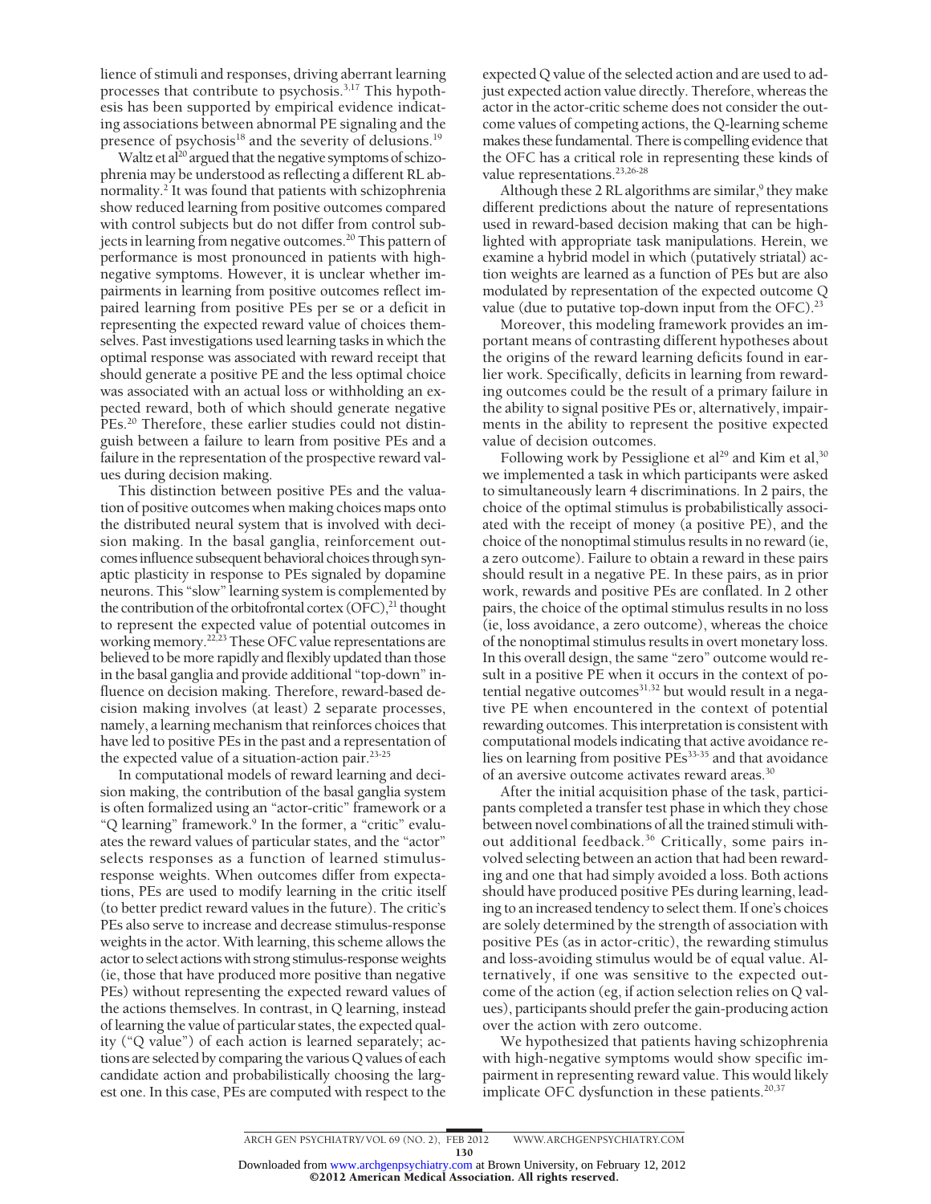lience of stimuli and responses, driving aberrant learning processes that contribute to psychosis.[3,17] This hypothesis has been supported by empirical evidence indicating associations between abnormal PE signaling and the presence of psychosis[18] and the severity of delusions.[19]

Waltz et al[20] argued that the negative symptoms of schizophrenia may be understood as reflecting a different RL abnormality.[2] It was found that patients with schizophrenia show reduced learning from positive outcomes compared with control subjects but do not differ from control subjects in learning from negative outcomes.[20] This pattern of performance is most pronounced in patients with high-negative symptoms. However, it is unclear whether impairments in learning from positive outcomes reflect impaired learning from positive PEs per se or a deficit in representing the expected reward value of choices themselves. Past investigations used learning tasks in which the optimal response was associated with reward receipt that should generate a positive PE and the less optimal choice was associated with an actual loss or withholding an expected reward, both of which should generate negative PEs.[20] Therefore, these earlier studies could not distinguish between a failure to learn from positive PEs and a failure in the representation of the prospective reward values during decision making.

This distinction between positive PEs and the valuation of positive outcomes when making choices maps onto the distributed neural system that is involved with decision making. In the basal ganglia, reinforcement outcomes influence subsequent behavioral choices through synaptic plasticity in response to PEs signaled by dopamine neurons. This "slow" learning system is complemented by the contribution of the orbitofrontal cortex (OFC),[21] thought to represent the expected value of potential outcomes in working memory.[22,23] These OFC value representations are believed to be more rapidly and flexibly updated than those in the basal ganglia and provide additional "top-down" influence on decision making. Therefore, reward-based decision making involves (at least) 2 separate processes, namely, a learning mechanism that reinforces choices that have led to positive PEs in the past and a representation of the expected value of a situation-action pair.[23-25]

In computational models of reward learning and decision making, the contribution of the basal ganglia system is often formalized using an "actor-critic" framework or a "Q learning" framework.[9] In the former, a "critic" evaluates the reward values of particular states, and the "actor" selects responses as a function of learned stimulus-response weights. When outcomes differ from expectations, PEs are used to modify learning in the critic itself (to better predict reward values in the future). The critic's PEs also serve to increase and decrease stimulus-response weights in the actor. With learning, this scheme allows the actor to select actions with strong stimulus-response weights (ie, those that have produced more positive than negative PEs) without representing the expected reward values of the actions themselves. In contrast, in Q learning, instead of learning the value of particular states, the expected quality ("Q value") of each action is learned separately; actions are selected by comparing the various Q values of each candidate action and probabilistically choosing the largest one. In this case, PEs are computed with respect to the expected Q value of the selected action and are used to adjust expected action value directly. Therefore, whereas the actor in the actor-critic scheme does not consider the outcome values of competing actions, the Q-learning scheme makes these fundamental. There is compelling evidence that the OFC has a critical role in representing these kinds of value representations.[23,26-28]

Although these 2 RL algorithms are similar,[9] they make different predictions about the nature of representations used in reward-based decision making that can be highlighted with appropriate task manipulations. Herein, we examine a hybrid model in which (putatively striatal) action weights are learned as a function of PEs but are also modulated by representation of the expected outcome Q value (due to putative top-down input from the OFC).[23]

Moreover, this modeling framework provides an important means of contrasting different hypotheses about the origins of the reward learning deficits found in earlier work. Specifically, deficits in learning from rewarding outcomes could be the result of a primary failure in the ability to signal positive PEs or, alternatively, impairments in the ability to represent the positive expected value of decision outcomes.

Following work by Pessiglione et al[29] and Kim et al,[30] we implemented a task in which participants were asked to simultaneously learn 4 discriminations. In 2 pairs, the choice of the optimal stimulus is probabilistically associated with the receipt of money (a positive PE), and the choice of the nonoptimal stimulus results in no reward (ie, a zero outcome). Failure to obtain a reward in these pairs should result in a negative PE. In these pairs, as in prior work, rewards and positive PEs are conflated. In 2 other pairs, the choice of the optimal stimulus results in no loss (ie, loss avoidance, a zero outcome), whereas the choice of the nonoptimal stimulus results in overt monetary loss. In this overall design, the same "zero" outcome would result in a positive PE when it occurs in the context of potential negative outcomes[31,32] but would result in a negative PE when encountered in the context of potential rewarding outcomes. This interpretation is consistent with computational models indicating that active avoidance relies on learning from positive PEs[33-35] and that avoidance of an aversive outcome activates reward areas.[30]

After the initial acquisition phase of the task, participants completed a transfer test phase in which they chose between novel combinations of all the trained stimuli without additional feedback.[36] Critically, some pairs involved selecting between an action that had been rewarding and one that had simply avoided a loss. Both actions should have produced positive PEs during learning, leading to an increased tendency to select them. If one's choices are solely determined by the strength of association with positive PEs (as in actor-critic), the rewarding stimulus and loss-avoiding stimulus would be of equal value. Alternatively, if one was sensitive to the expected outcome of the action (eg, if action selection relies on Q values), participants should prefer the gain-producing action over the action with zero outcome.

We hypothesized that patients having schizophrenia with high-negative symptoms would show specific impairment in representing reward value. This would likely implicate OFC dysfunction in these patients.[20,37]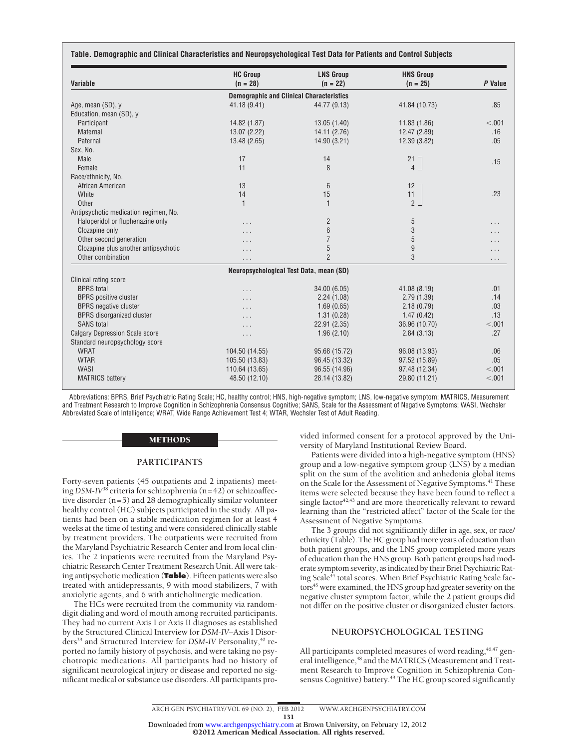**Table. Demographic and Clinical Characteristics and Neuropsychological Test Data for Patients and Control Subjects**

| Variable | HC Group (n = 28) | LNS Group (n = 22) | HNS Group (n = 25) | *P* Value |
|---|---|---|---|---|
| **Demographic and Clinical Characteristics** | | | | |
| Age, mean (SD), y | 41.18 (9.41) | 44.77 (9.13) | 41.84 (10.73) | .85 |
| Education, mean (SD), y | | | | |
| Participant | 14.82 (1.87) | 13.05 (1.40) | 11.83 (1.86) | <.001 |
| Maternal | 13.07 (2.22) | 14.11 (2.76) | 12.47 (2.89) | .16 |
| Paternal | 13.48 (2.65) | 14.90 (3.21) | 12.39 (3.82) | .05 |
| Sex, No. | | | | |
| Male | 17 | 14 | 21 | .15 |
| Female | 11 | 8 | 4 | |
| Race/ethnicity, No. | | | | |
| African American | 13 | 6 | 12 | .23 |
| White | 14 | 15 | 11 | |
| Other | 1 | 1 | 2 | |
| Antipsychotic medication regimen, No. | | | | |
| Haloperidol or fluphenazine only | . . . | 2 | 5 | . . . |
| Clozapine only | . . . | 6 | 3 | . . . |
| Other second generation | . . . | 7 | 5 | . . . |
| Clozapine plus another antipsychotic | . . . | 5 | 9 | . . . |
| Other combination | . . . | 2 | 3 | . . . |
| **Neuropsychological Test Data, mean (SD)** | | | | |
| Clinical rating score | | | | |
| BPRS total | . . . | 34.00 (6.05) | 41.08 (8.19) | .01 |
| BPRS positive cluster | . . . | 2.24 (1.08) | 2.79 (1.39) | .14 |
| BPRS negative cluster | . . . | 1.69 (0.65) | 2.18 (0.79) | .03 |
| BPRS disorganized cluster | . . . | 1.31 (0.28) | 1.47 (0.42) | .13 |
| SANS total | . . . | 22.91 (2.35) | 36.96 (10.70) | <.001 |
| Calgary Depression Scale score | . . . | 1.96 (2.10) | 2.84 (3.13) | .27 |
| Standard neuropsychology score | | | | |
| WRAT | 104.50 (14.55) | 95.68 (15.72) | 96.08 (13.93) | .06 |
| WTAR | 105.50 (13.83) | 96.45 (13.32) | 97.52 (15.89) | .05 |
| WASI | 110.64 (13.65) | 96.55 (14.96) | 97.48 (12.34) | <.001 |
| MATRICS battery | 48.50 (12.10) | 28.14 (13.82) | 29.80 (11.21) | <.001 |

Abbreviations: BPRS, Brief Psychiatric Rating Scale; HC, healthy control; HNS, high-negative symptom; LNS, low-negative symptom; MATRICS, Measurement and Treatment Research to Improve Cognition in Schizophrenia Consensus Cognitive; SANS, Scale for the Assessment of Negative Symptoms; WASI, Wechsler Abbreviated Scale of Intelligence; WRAT, Wide Range Achievement Test 4; WTAR, Wechsler Test of Adult Reading.

## METHODS

### PARTICIPANTS

Forty-seven patients (45 outpatients and 2 inpatients) meeting *DSM-IV*[38] criteria for schizophrenia (n=42) or schizoaffective disorder (n=5) and 28 demographically similar volunteer healthy control (HC) subjects participated in the study. All patients had been on a stable medication regimen for at least 4 weeks at the time of testing and were considered clinically stable by treatment providers. The outpatients were recruited from the Maryland Psychiatric Research Center and from local clinics. The 2 inpatients were recruited from the Maryland Psychiatric Research Center Treatment Research Unit. All were taking antipsychotic medication (**Table**). Fifteen patients were also treated with antidepressants, 9 with mood stabilizers, 7 with anxiolytic agents, and 6 with anticholinergic medication.

The HCs were recruited from the community via random-digit dialing and word of mouth among recruited participants. They had no current Axis I or Axis II diagnoses as established by the Structured Clinical Interview for *DSM-IV*–Axis I Disorders[39] and Structured Interview for *DSM-IV* Personality,[40] reported no family history of psychosis, and were taking no psychotropic medications. All participants had no history of significant neurological injury or disease and reported no significant medical or substance use disorders. All participants provided informed consent for a protocol approved by the University of Maryland Institutional Review Board.

Patients were divided into a high-negative symptom (HNS) group and a low-negative symptom group (LNS) by a median split on the sum of the avolition and anhedonia global items on the Scale for the Assessment of Negative Symptoms.[41] These items were selected because they have been found to reflect a single factor[42,43] and are more theoretically relevant to reward learning than the "restricted affect" factor of the Scale for the Assessment of Negative Symptoms.

The 3 groups did not significantly differ in age, sex, or race/ethnicity (Table). The HC group had more years of education than both patient groups, and the LNS group completed more years of education than the HNS group. Both patient groups had moderate symptom severity, as indicated by their Brief Psychiatric Rating Scale[44] total scores. When Brief Psychiatric Rating Scale factors[45] were examined, the HNS group had greater severity on the negative cluster symptom factor, while the 2 patient groups did not differ on the positive cluster or disorganized cluster factors.

### NEUROPSYCHOLOGICAL TESTING

All participants completed measures of word reading,[46,47] general intelligence,[48] and the MATRICS (Measurement and Treatment Research to Improve Cognition in Schizophrenia Consensus Cognitive) battery.[49] The HC group scored significantly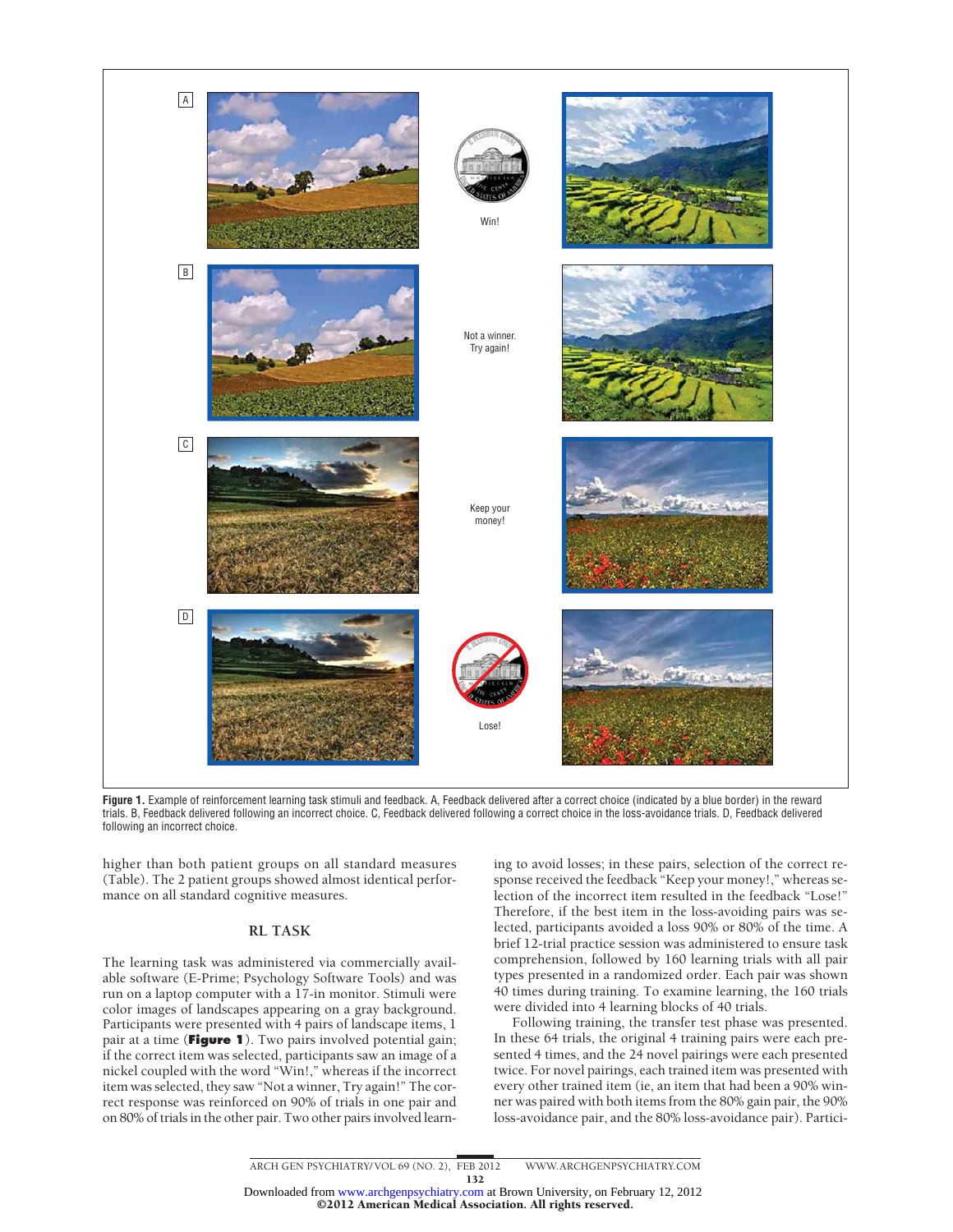Figure 1. Example of reinforcement learning task stimuli and feedback. A, Feedback delivered after a correct choice (indicated by a blue border) in the reward trials. B, Feedback delivered following an incorrect choice. C, Feedback delivered following a correct choice in the loss-avoidance trials. D, Feedback delivered following an incorrect choice.

higher than both patient groups on all standard measures (Table). The 2 patient groups showed almost identical performance on all standard cognitive measures.

## RL TASK

The learning task was administered via commercially available software (E-Prime; Psychology Software Tools) and was run on a laptop computer with a 17-in monitor. Stimuli were color images of landscapes appearing on a gray background. Participants were presented with 4 pairs of landscape items, 1 pair at a time (**Figure 1**). Two pairs involved potential gain; if the correct item was selected, participants saw an image of a nickel coupled with the word "Win!," whereas if the incorrect item was selected, they saw "Not a winner, Try again!" The correct response was reinforced on 90% of trials in one pair and on 80% of trials in the other pair. Two other pairs involved learning to avoid losses; in these pairs, selection of the correct response received the feedback "Keep your money!," whereas selection of the incorrect item resulted in the feedback "Lose!" Therefore, if the best item in the loss-avoiding pairs was selected, participants avoided a loss 90% or 80% of the time. A brief 12-trial practice session was administered to ensure task comprehension, followed by 160 learning trials with all pair types presented in a randomized order. Each pair was shown 40 times during training. To examine learning, the 160 trials were divided into 4 learning blocks of 40 trials.

Following training, the transfer test phase was presented. In these 64 trials, the original 4 training pairs were each presented 4 times, and the 24 novel pairings were each presented twice. For novel pairings, each trained item was presented with every other trained item (ie, an item that had been a 90% winner was paired with both items from the 80% gain pair, the 90% loss-avoidance pair, and the 80% loss-avoidance pair). Partici-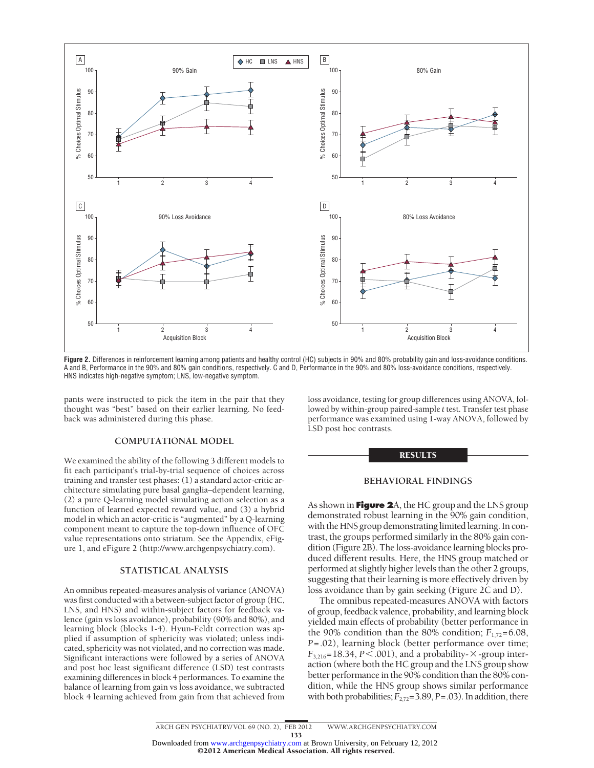A

90% Gain

HC LNS HNS

% Choices Optimal Stimulus

100
90
80
70
60
50

1 2 3 4

B

80% Gain

% Choices Optimal Stimulus

100
90
80
70
60
50

1 2 3 4

C

90% Loss Avoidance

% Choices Optimal Stimulus

100
90
80
70
60
50

1 2 3 4

Acquisition Block

D

80% Loss Avoidance

% Choices Optimal Stimulus

100
90
80
70
60
50

1 2 3 4

Acquisition Block

**Figure 2.** Differences in reinforcement learning among patients and healthy control (HC) subjects in 90% and 80% probability gain and loss-avoidance conditions. A and B, Performance in the 90% and 80% gain conditions, respectively. C and D, Performance in the 90% and 80% loss-avoidance conditions, respectively. HNS indicates high-negative symptom; LNS, low-negative symptom.

pants were instructed to pick the item in the pair that they thought was "best" based on their earlier learning. No feedback was administered during this phase.

## COMPUTATIONAL MODEL

We examined the ability of the following 3 different models to fit each participant's trial-by-trial sequence of choices across training and transfer test phases: (1) a standard actor-critic architecture simulating pure basal ganglia–dependent learning, (2) a pure Q-learning model simulating action selection as a function of learned expected reward value, and (3) a hybrid model in which an actor-critic is "augmented" by a Q-learning component meant to capture the top-down influence of OFC value representations onto striatum. See the Appendix, eFigure 1, and eFigure 2 (http://www.archgenpsychiatry.com).

## STATISTICAL ANALYSIS

An omnibus repeated-measures analysis of variance (ANOVA) was first conducted with a between-subject factor of group (HC, LNS, and HNS) and within-subject factors for feedback valence (gain vs loss avoidance), probability (90% and 80%), and learning block (blocks 1-4). Hyun-Feldt correction was applied if assumption of sphericity was violated; unless indicated, sphericity was not violated, and no correction was made. Significant interactions were followed by a series of ANOVA and post hoc least significant difference (LSD) test contrasts examining differences in block 4 performances. To examine the balance of learning from gain vs loss avoidance, we subtracted block 4 learning achieved from gain from that achieved from loss avoidance, testing for group differences using ANOVA, followed by within-group paired-sample *t* test. Transfer test phase performance was examined using 1-way ANOVA, followed by LSD post hoc contrasts.

# RESULTS

## BEHAVIORAL FINDINGS

As shown in **Figure 2**A, the HC group and the LNS group demonstrated robust learning in the 90% gain condition, with the HNS group demonstrating limited learning. In contrast, the groups performed similarly in the 80% gain condition (Figure 2B). The loss-avoidance learning blocks produced different results. Here, the HNS group matched or performed at slightly higher levels than the other 2 groups, suggesting that their learning is more effectively driven by loss avoidance than by gain seeking (Figure 2C and D).

The omnibus repeated-measures ANOVA with factors of group, feedback valence, probability, and learning block yielded main effects of probability (better performance in the 90% condition than the 80% condition; $F_{1,72}=6.08$, $P=.02$), learning block (better performance over time; $F_{3,216}=18.34$, $P<.001$), and a probability-×-group interaction (where both the HC group and the LNS group show better performance in the 90% condition than the 80% condition, while the HNS group shows similar performance with both probabilities; $F_{2,72}=3.89$, $P=.03$). In addition, there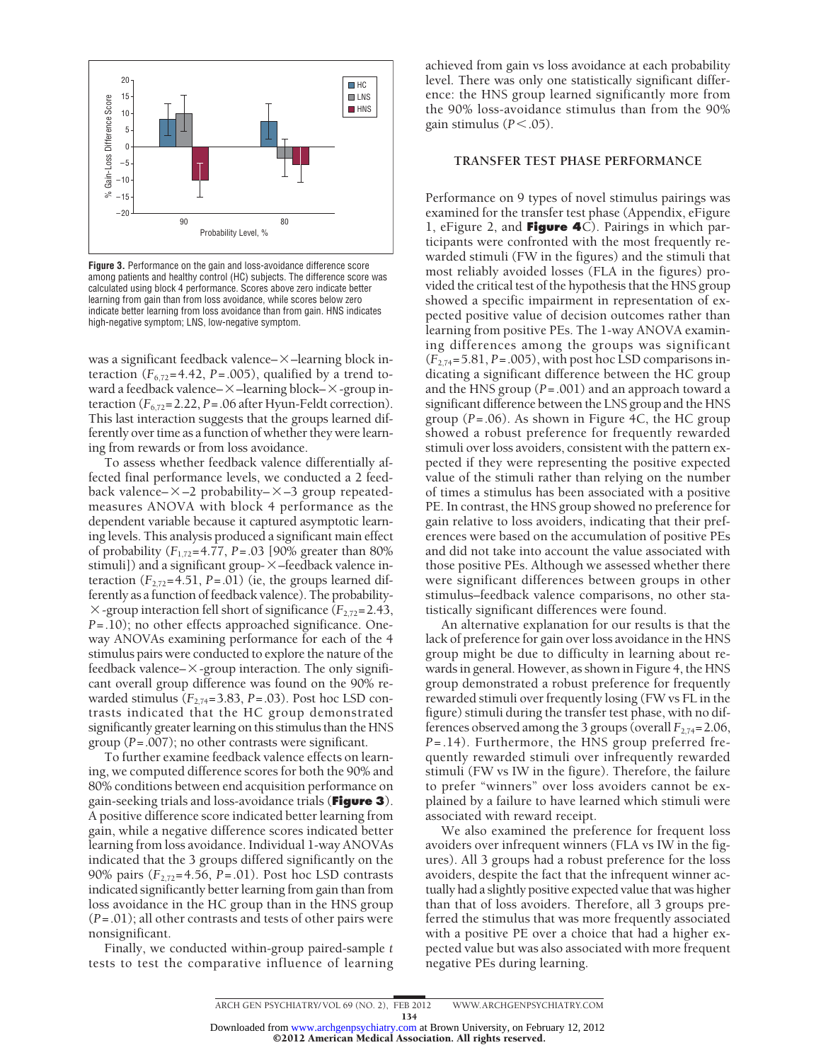Figure 3. Performance on the gain and loss-avoidance difference score among patients and healthy control (HC) subjects. The difference score was calculated using block 4 performance. Scores above zero indicate better learning from gain than from loss avoidance, while scores below zero indicate better learning from loss avoidance than from gain. HNS indicates high-negative symptom; LNS, low-negative symptom.

was a significant feedback valence–×–learning block interaction ($F_{6,72}$=4.42, $P$=.005), qualified by a trend toward a feedback valence–×–learning block–×-group interaction ($F_{6,72}$=2.22, $P$=.06 after Hyun-Feldt correction). This last interaction suggests that the groups learned differently over time as a function of whether they were learning from rewards or from loss avoidance.

To assess whether feedback valence differentially affected final performance levels, we conducted a 2 feedback valence–×–2 probability–×–3 group repeated-measures ANOVA with block 4 performance as the dependent variable because it captured asymptotic learning levels. This analysis produced a significant main effect of probability ($F_{1,72}$=4.77, $P$=.03 [90% greater than 80% stimuli]) and a significant group-×–feedback valence interaction ($F_{2,72}$=4.51, $P$=.01) (ie, the groups learned differently as a function of feedback valence). The probability-×-group interaction fell short of significance ($F_{2,72}$=2.43, $P$=.10); no other effects approached significance. One-way ANOVAs examining performance for each of the 4 stimulus pairs were conducted to explore the nature of the feedback valence–×-group interaction. The only significant overall group difference was found on the 90% rewarded stimulus ($F_{2,74}$=3.83, $P$=.03). Post hoc LSD contrasts indicated that the HC group demonstrated significantly greater learning on this stimulus than the HNS group ($P$=.007); no other contrasts were significant.

To further examine feedback valence effects on learning, we computed difference scores for both the 90% and 80% conditions between end acquisition performance on gain-seeking trials and loss-avoidance trials (**Figure 3**). A positive difference score indicated better learning from gain, while a negative difference scores indicated better learning from loss avoidance. Individual 1-way ANOVAs indicated that the 3 groups differed significantly on the 90% pairs ($F_{2,72}$=4.56, $P$=.01). Post hoc LSD contrasts indicated significantly better learning from gain than from loss avoidance in the HC group than in the HNS group ($P$=.01); all other contrasts and tests of other pairs were nonsignificant.

Finally, we conducted within-group paired-sample *t* tests to test the comparative influence of learning achieved from gain vs loss avoidance at each probability level. There was only one statistically significant difference: the HNS group learned significantly more from the 90% loss-avoidance stimulus than from the 90% gain stimulus ($P$<.05).

## TRANSFER TEST PHASE PERFORMANCE

Performance on 9 types of novel stimulus pairings was examined for the transfer test phase (Appendix, eFigure 1, eFigure 2, and **Figure 4**C). Pairings in which participants were confronted with the most frequently rewarded stimuli (FW in the figures) and the stimuli that most reliably avoided losses (FLA in the figures) provided the critical test of the hypothesis that the HNS group showed a specific impairment in representation of expected positive value of decision outcomes rather than learning from positive PEs. The 1-way ANOVA examining differences among the groups was significant ($F_{2,74}$=5.81, $P$=.005), with post hoc LSD comparisons indicating a significant difference between the HC group and the HNS group ($P$=.001) and an approach toward a significant difference between the LNS group and the HNS group ($P$=.06). As shown in Figure 4C, the HC group showed a robust preference for frequently rewarded stimuli over loss avoiders, consistent with the pattern expected if they were representing the positive expected value of the stimuli rather than relying on the number of times a stimulus has been associated with a positive PE. In contrast, the HNS group showed no preference for gain relative to loss avoiders, indicating that their preferences were based on the accumulation of positive PEs and did not take into account the value associated with those positive PEs. Although we assessed whether there were significant differences between groups in other stimulus–feedback valence comparisons, no other statistically significant differences were found.

An alternative explanation for our results is that the lack of preference for gain over loss avoidance in the HNS group might be due to difficulty in learning about rewards in general. However, as shown in Figure 4, the HNS group demonstrated a robust preference for frequently rewarded stimuli over frequently losing (FW vs FL in the figure) stimuli during the transfer test phase, with no differences observed among the 3 groups (overall $F_{2,74}$=2.06, $P$=.14). Furthermore, the HNS group preferred frequently rewarded stimuli over infrequently rewarded stimuli (FW vs IW in the figure). Therefore, the failure to prefer "winners" over loss avoiders cannot be explained by a failure to have learned which stimuli were associated with reward receipt.

We also examined the preference for frequent loss avoiders over infrequent winners (FLA vs IW in the figures). All 3 groups had a robust preference for the loss avoiders, despite the fact that the infrequent winner actually had a slightly positive expected value that was higher than that of loss avoiders. Therefore, all 3 groups preferred the stimulus that was more frequently associated with a positive PE over a choice that had a higher expected value but was also associated with more frequent negative PEs during learning.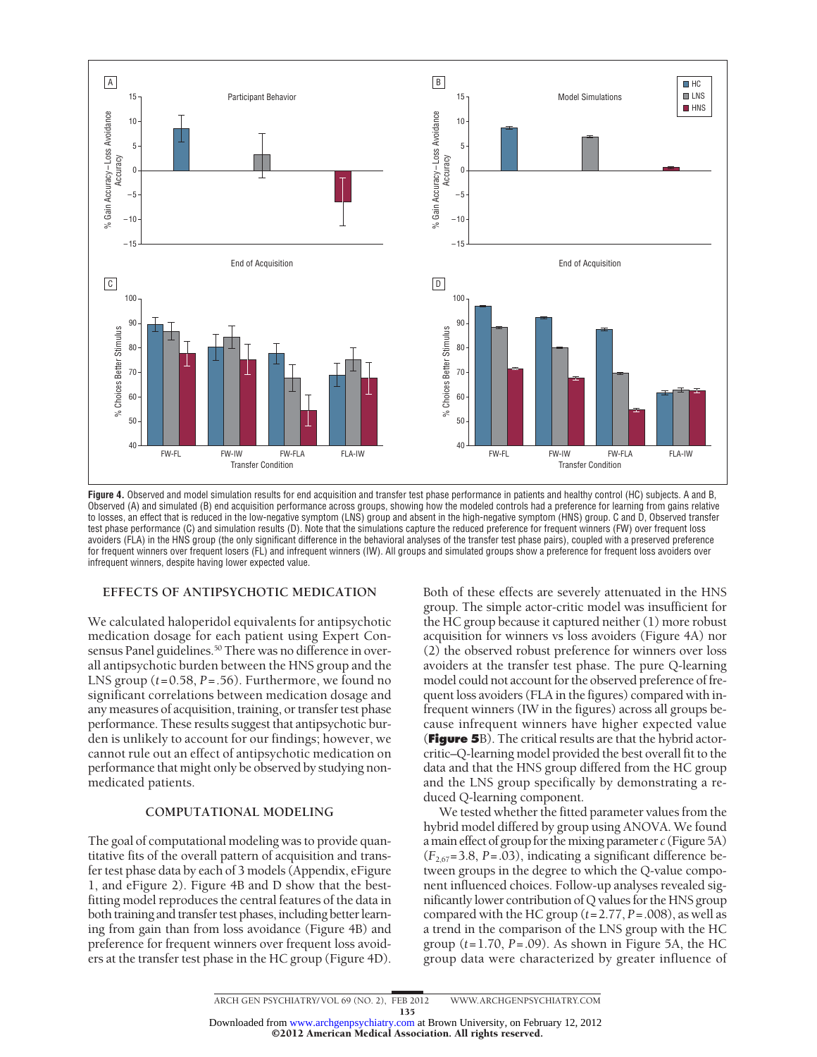A

Participant Behavior

% Gain Accuracy – Loss Avoidance Accuracy

15
10
5
0
−5
−10
−15

End of Acquisition

B

Model Simulations

HC
LNS
HNS

% Gain Accuracy – Loss Avoidance Accuracy

15
10
5
0
−5
−10
−15

End of Acquisition

C

% Choices Better Stimulus

100
90
80
70
60
50
40

FW-FL
FW-IW
FW-FLA
FLA-IW

Transfer Condition

D

% Choices Better Stimulus

100
90
80
70
60
50
40

FW-FL
FW-IW
FW-FLA
FLA-IW

Transfer Condition

**Figure 4.** Observed and model simulation results for end acquisition and transfer test phase performance in patients and healthy control (HC) subjects. A and B, Observed (A) and simulated (B) end acquisition performance across groups, showing how the modeled controls had a preference for learning from gains relative to losses, an effect that is reduced in the low-negative symptom (LNS) group and absent in the high-negative symptom (HNS) group. C and D, Observed transfer test phase performance (C) and simulation results (D). Note that the simulations capture the reduced preference for frequent winners (FW) over frequent loss avoiders (FLA) in the HNS group (the only significant difference in the behavioral analyses of the transfer test phase pairs), coupled with a preserved preference for frequent winners over frequent losers (FL) and infrequent winners (IW). All groups and simulated groups show a preference for frequent loss avoiders over infrequent winners, despite having lower expected value.

### EFFECTS OF ANTIPSYCHOTIC MEDICATION

We calculated haloperidol equivalents for antipsychotic medication dosage for each patient using Expert Consensus Panel guidelines.[50] There was no difference in overall antipsychotic burden between the HNS group and the LNS group ($t=0.58$, $P=.56$). Furthermore, we found no significant correlations between medication dosage and any measures of acquisition, training, or transfer test phase performance. These results suggest that antipsychotic burden is unlikely to account for our findings; however, we cannot rule out an effect of antipsychotic medication on performance that might only be observed by studying nonmedicated patients.

### COMPUTATIONAL MODELING

The goal of computational modeling was to provide quantitative fits of the overall pattern of acquisition and transfer test phase data by each of 3 models (Appendix, eFigure 1, and eFigure 2). Figure 4B and D show that the best-fitting model reproduces the central features of the data in both training and transfer test phases, including better learning from gain than from loss avoidance (Figure 4B) and preference for frequent winners over frequent loss avoiders at the transfer test phase in the HC group (Figure 4D). Both of these effects are severely attenuated in the HNS group. The simple actor-critic model was insufficient for the HC group because it captured neither (1) more robust acquisition for winners vs loss avoiders (Figure 4A) nor (2) the observed robust preference for winners over loss avoiders at the transfer test phase. The pure Q-learning model could not account for the observed preference of frequent loss avoiders (FLA in the figures) compared with infrequent winners (IW in the figures) across all groups because infrequent winners have higher expected value (**Figure 5**B). The critical results are that the hybrid actor-critic–Q-learning model provided the best overall fit to the data and that the HNS group differed from the HC group and the LNS group specifically by demonstrating a reduced Q-learning component.

We tested whether the fitted parameter values from the hybrid model differed by group using ANOVA. We found a main effect of group for the mixing parameter *c* (Figure 5A) ($F_{2,67}=3.8$, $P=.03$), indicating a significant difference between groups in the degree to which the Q-value component influenced choices. Follow-up analyses revealed significantly lower contribution of Q values for the HNS group compared with the HC group ($t=2.77$, $P=.008$), as well as a trend in the comparison of the LNS group with the HC group ($t=1.70$, $P=.09$). As shown in Figure 5A, the HC group data were characterized by greater influence of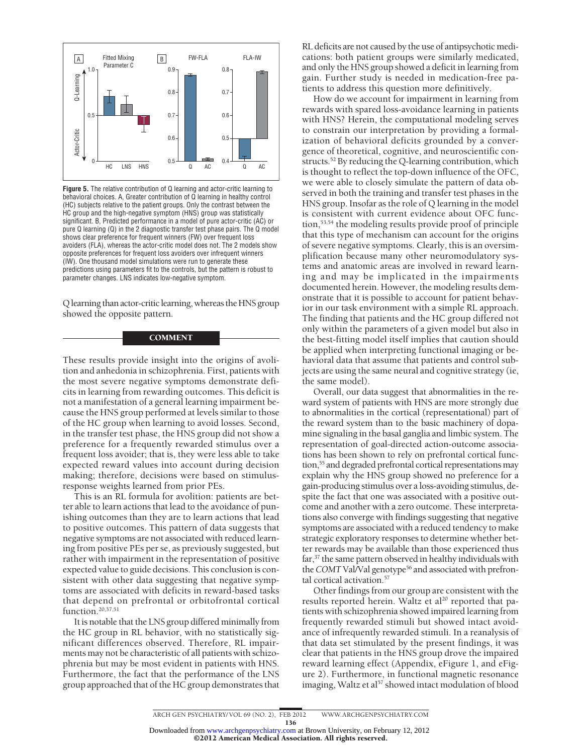A

Fitted Mixing Parameter C

Q-Learning

Actor-Critic

1.0

0.5

0

HC

LNS

HNS

B

FW-FLA

0.9

0.8

0.7

0.6

0.5

Q

AC

FLA-IW

0.8

0.7

0.6

0.5

0.4

Q

AC

**Figure 5.** The relative contribution of Q learning and actor-critic learning to behavioral choices. A, Greater contribution of Q learning in healthy control (HC) subjects relative to the patient groups. Only the contrast between the HC group and the high-negative symptom (HNS) group was statistically significant. B, Predicted performance in a model of pure actor-critic (AC) or pure Q learning (Q) in the 2 diagnostic transfer test phase pairs. The Q model shows clear preference for frequent winners (FW) over frequent loss avoiders (FLA), whereas the actor-critic model does not. The 2 models show opposite preferences for frequent loss avoiders over infrequent winners (IW). One thousand model simulations were run to generate these predictions using parameters fit to the controls, but the pattern is robust to parameter changes. LNS indicates low-negative symptom.

Q learning than actor-critic learning, whereas the HNS group showed the opposite pattern.

## COMMENT

These results provide insight into the origins of avolition and anhedonia in schizophrenia. First, patients with the most severe negative symptoms demonstrate deficits in learning from rewarding outcomes. This deficit is not a manifestation of a general learning impairment because the HNS group performed at levels similar to those of the HC group when learning to avoid losses. Second, in the transfer test phase, the HNS group did not show a preference for a frequently rewarded stimulus over a frequent loss avoider; that is, they were less able to take expected reward values into account during decision making; therefore, decisions were based on stimulus-response weights learned from prior PEs.

This is an RL formula for avolition: patients are better able to learn actions that lead to the avoidance of punishing outcomes than they are to learn actions that lead to positive outcomes. This pattern of data suggests that negative symptoms are not associated with reduced learning from positive PEs per se, as previously suggested, but rather with impairment in the representation of positive expected value to guide decisions. This conclusion is consistent with other data suggesting that negative symptoms are associated with deficits in reward-based tasks that depend on prefrontal or orbitofrontal cortical function.[20,37,51]

It is notable that the LNS group differed minimally from the HC group in RL behavior, with no statistically significant differences observed. Therefore, RL impairments may not be characteristic of all patients with schizophrenia but may be most evident in patients with HNS. Furthermore, the fact that the performance of the LNS group approached that of the HC group demonstrates that RL deficits are not caused by the use of antipsychotic medications: both patient groups were similarly medicated, and only the HNS group showed a deficit in learning from gain. Further study is needed in medication-free patients to address this question more definitively.

How do we account for impairment in learning from rewards with spared loss-avoidance learning in patients with HNS? Herein, the computational modeling serves to constrain our interpretation by providing a formalization of behavioral deficits grounded by a convergence of theoretical, cognitive, and neuroscientific constructs.[52] By reducing the Q-learning contribution, which is thought to reflect the top-down influence of the OFC, we were able to closely simulate the pattern of data observed in both the training and transfer test phases in the HNS group. Insofar as the role of Q learning in the model is consistent with current evidence about OFC function,[53,54] the modeling results provide proof of principle that this type of mechanism can account for the origins of severe negative symptoms. Clearly, this is an oversimplification because many other neuromodulatory systems and anatomic areas are involved in reward learning and may be implicated in the impairments documented herein. However, the modeling results demonstrate that it is possible to account for patient behavior in our task environment with a simple RL approach. The finding that patients and the HC group differed not only within the parameters of a given model but also in the best-fitting model itself implies that caution should be applied when interpreting functional imaging or behavioral data that assume that patients and control subjects are using the same neural and cognitive strategy (ie, the same model).

Overall, our data suggest that abnormalities in the reward system of patients with HNS are more strongly due to abnormalities in the cortical (representational) part of the reward system than to the basic machinery of dopamine signaling in the basal ganglia and limbic system. The representation of goal-directed action-outcome associations has been shown to rely on prefrontal cortical function,[55] and degraded prefrontal cortical representations may explain why the HNS group showed no preference for a gain-producing stimulus over a loss-avoiding stimulus, despite the fact that one was associated with a positive outcome and another with a zero outcome. These interpretations also converge with findings suggesting that negative symptoms are associated with a reduced tendency to make strategic exploratory responses to determine whether better rewards may be available than those experienced thus far,[37] the same pattern observed in healthy individuals with the *COMT* Val/Val genotype[56] and associated with prefrontal cortical activation.[57]

Other findings from our group are consistent with the results reported herein. Waltz et al[20] reported that patients with schizophrenia showed impaired learning from frequently rewarded stimuli but showed intact avoidance of infrequently rewarded stimuli. In a reanalysis of that data set stimulated by the present findings, it was clear that patients in the HNS group drove the impaired reward learning effect (Appendix, eFigure 1, and eFigure 2). Furthermore, in functional magnetic resonance imaging, Waltz et al[57] showed intact modulation of blood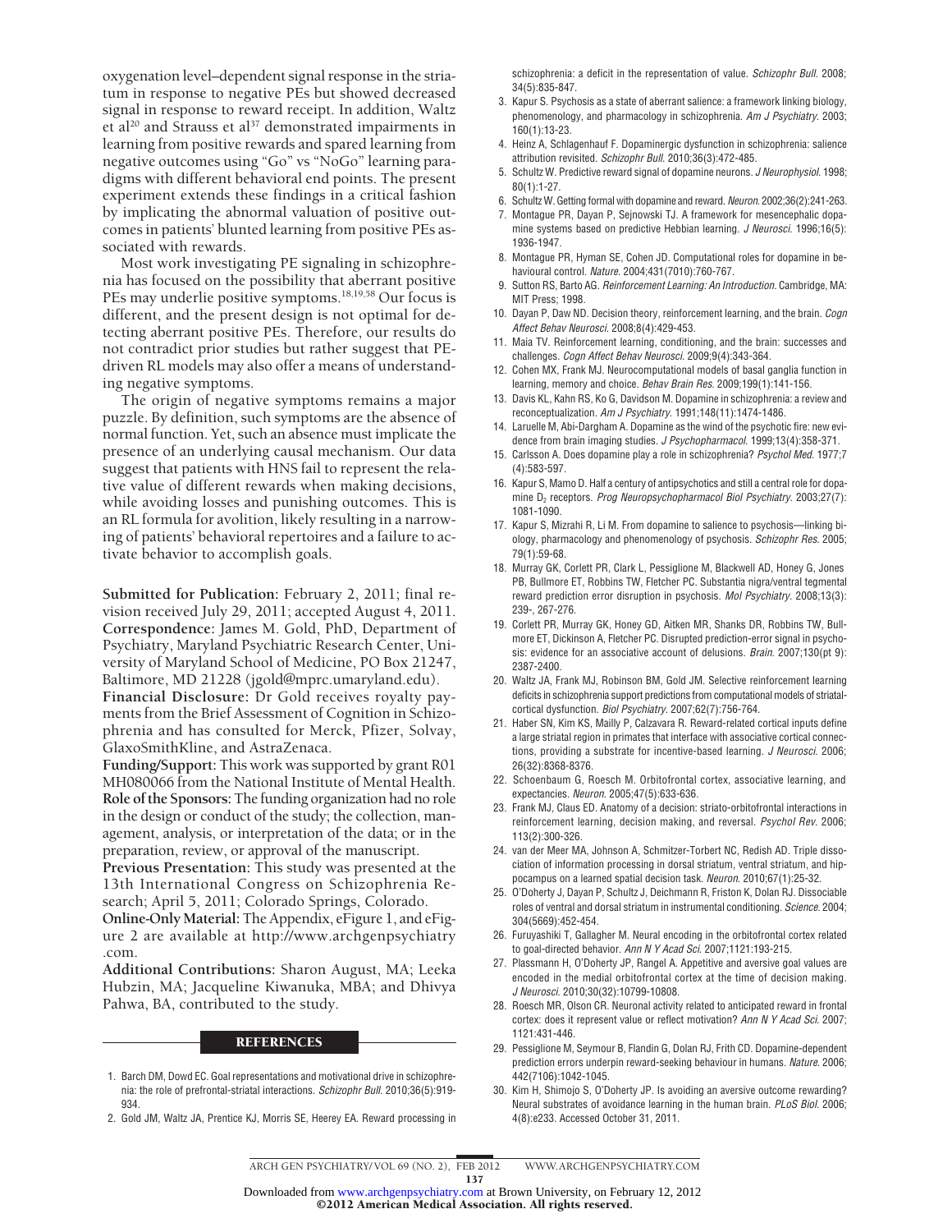oxygenation level–dependent signal response in the striatum in response to negative PEs but showed decreased signal in response to reward receipt. In addition, Waltz et al[20] and Strauss et al[37] demonstrated impairments in learning from positive rewards and spared learning from negative outcomes using "Go" vs "NoGo" learning paradigms with different behavioral end points. The present experiment extends these findings in a critical fashion by implicating the abnormal valuation of positive outcomes in patients' blunted learning from positive PEs associated with rewards.

Most work investigating PE signaling in schizophrenia has focused on the possibility that aberrant positive PEs may underlie positive symptoms.[18,19,58] Our focus is different, and the present design is not optimal for detecting aberrant positive PEs. Therefore, our results do not contradict prior studies but rather suggest that PE-driven RL models may also offer a means of understanding negative symptoms.

The origin of negative symptoms remains a major puzzle. By definition, such symptoms are the absence of normal function. Yet, such an absence must implicate the presence of an underlying causal mechanism. Our data suggest that patients with HNS fail to represent the relative value of different rewards when making decisions, while avoiding losses and punishing outcomes. This is an RL formula for avolition, likely resulting in a narrowing of patients' behavioral repertoires and a failure to activate behavior to accomplish goals.

**Submitted for Publication:** February 2, 2011; final revision received July 29, 2011; accepted August 4, 2011.
**Correspondence:** James M. Gold, PhD, Department of Psychiatry, Maryland Psychiatric Research Center, University of Maryland School of Medicine, PO Box 21247, Baltimore, MD 21228 (jgold@mprc.umaryland.edu).
**Financial Disclosure:** Dr Gold receives royalty payments from the Brief Assessment of Cognition in Schizophrenia and has consulted for Merck, Pfizer, Solvay, GlaxoSmithKline, and AstraZenaca.
**Funding/Support:** This work was supported by grant R01 MH080066 from the National Institute of Mental Health.
**Role of the Sponsors:** The funding organization had no role in the design or conduct of the study; the collection, management, analysis, or interpretation of the data; or in the preparation, review, or approval of the manuscript.
**Previous Presentation:** This study was presented at the 13th International Congress on Schizophrenia Research; April 5, 2011; Colorado Springs, Colorado.
**Online-Only Material:** The Appendix, eFigure 1, and eFigure 2 are available at http://www.archgenpsychiatry.com.
**Additional Contributions:** Sharon August, MA; Leeka Hubzin, MA; Jacqueline Kiwanuka, MBA; and Dhivya Pahwa, BA, contributed to the study.

## REFERENCES

1. Barch DM, Dowd EC. Goal representations and motivational drive in schizophrenia: the role of prefrontal-striatal interactions. *Schizophr Bull.* 2010;36(5):919-934.
2. Gold JM, Waltz JA, Prentice KJ, Morris SE, Heerey EA. Reward processing in schizophrenia: a deficit in the representation of value. *Schizophr Bull.* 2008; 34(5):835-847.
3. Kapur S. Psychosis as a state of aberrant salience: a framework linking biology, phenomenology, and pharmacology in schizophrenia. *Am J Psychiatry.* 2003; 160(1):13-23.
4. Heinz A, Schlagenhauf F. Dopaminergic dysfunction in schizophrenia: salience attribution revisited. *Schizophr Bull.* 2010;36(3):472-485.
5. Schultz W. Predictive reward signal of dopamine neurons. *J Neurophysiol.* 1998; 80(1):1-27.
6. Schultz W. Getting formal with dopamine and reward. *Neuron.* 2002;36(2):241-263.
7. Montague PR, Dayan P, Sejnowski TJ. A framework for mesencephalic dopamine systems based on predictive Hebbian learning. *J Neurosci.* 1996;16(5): 1936-1947.
8. Montague PR, Hyman SE, Cohen JD. Computational roles for dopamine in behavioural control. *Nature.* 2004;431(7010):760-767.
9. Sutton RS, Barto AG. *Reinforcement Learning: An Introduction.* Cambridge, MA: MIT Press; 1998.
10. Dayan P, Daw ND. Decision theory, reinforcement learning, and the brain. *Cogn Affect Behav Neurosci.* 2008;8(4):429-453.
11. Maia TV. Reinforcement learning, conditioning, and the brain: successes and challenges. *Cogn Affect Behav Neurosci.* 2009;9(4):343-364.
12. Cohen MX, Frank MJ. Neurocomputational models of basal ganglia function in learning, memory and choice. *Behav Brain Res.* 2009;199(1):141-156.
13. Davis KL, Kahn RS, Ko G, Davidson M. Dopamine in schizophrenia: a review and reconceptualization. *Am J Psychiatry.* 1991;148(11):1474-1486.
14. Laruelle M, Abi-Dargham A. Dopamine as the wind of the psychotic fire: new evidence from brain imaging studies. *J Psychopharmacol.* 1999;13(4):358-371.
15. Carlsson A. Does dopamine play a role in schizophrenia? *Psychol Med.* 1977;7 (4):583-597.
16. Kapur S, Mamo D. Half a century of antipsychotics and still a central role for dopamine $D_2$ receptors. *Prog Neuropsychopharmacol Biol Psychiatry.* 2003;27(7): 1081-1090.
17. Kapur S, Mizrahi R, Li M. From dopamine to salience to psychosis—linking biology, pharmacology and phenomenology of psychosis. *Schizophr Res.* 2005; 79(1):59-68.
18. Murray GK, Corlett PR, Clark L, Pessiglione M, Blackwell AD, Honey G, Jones PB, Bullmore ET, Robbins TW, Fletcher PC. Substantia nigra/ventral tegmental reward prediction error disruption in psychosis. *Mol Psychiatry.* 2008;13(3): 239-, 267-276.
19. Corlett PR, Murray GK, Honey GD, Aitken MR, Shanks DR, Robbins TW, Bullmore ET, Dickinson A, Fletcher PC. Disrupted prediction-error signal in psychosis: evidence for an associative account of delusions. *Brain.* 2007;130(pt 9): 2387-2400.
20. Waltz JA, Frank MJ, Robinson BM, Gold JM. Selective reinforcement learning deficits in schizophrenia support predictions from computational models of striatal-cortical dysfunction. *Biol Psychiatry.* 2007;62(7):756-764.
21. Haber SN, Kim KS, Mailly P, Calzavara R. Reward-related cortical inputs define a large striatal region in primates that interface with associative cortical connections, providing a substrate for incentive-based learning. *J Neurosci.* 2006; 26(32):8368-8376.
22. Schoenbaum G, Roesch M. Orbitofrontal cortex, associative learning, and expectancies. *Neuron.* 2005;47(5):633-636.
23. Frank MJ, Claus ED. Anatomy of a decision: striato-orbitofrontal interactions in reinforcement learning, decision making, and reversal. *Psychol Rev.* 2006; 113(2):300-326.
24. van der Meer MA, Johnson A, Schmitzer-Torbert NC, Redish AD. Triple dissociation of information processing in dorsal striatum, ventral striatum, and hippocampus on a learned spatial decision task. *Neuron.* 2010;67(1):25-32.
25. O'Doherty J, Dayan P, Schultz J, Deichmann R, Friston K, Dolan RJ. Dissociable roles of ventral and dorsal striatum in instrumental conditioning. *Science.* 2004; 304(5669):452-454.
26. Furuyashiki T, Gallagher M. Neural encoding in the orbitofrontal cortex related to goal-directed behavior. *Ann N Y Acad Sci.* 2007;1121:193-215.
27. Plassmann H, O'Doherty JP, Rangel A. Appetitive and aversive goal values are encoded in the medial orbitofrontal cortex at the time of decision making. *J Neurosci.* 2010;30(32):10799-10808.
28. Roesch MR, Olson CR. Neuronal activity related to anticipated reward in frontal cortex: does it represent value or reflect motivation? *Ann N Y Acad Sci.* 2007; 1121:431-446.
29. Pessiglione M, Seymour B, Flandin G, Dolan RJ, Frith CD. Dopamine-dependent prediction errors underpin reward-seeking behaviour in humans. *Nature.* 2006; 442(7106):1042-1045.
30. Kim H, Shimojo S, O'Doherty JP. Is avoiding an aversive outcome rewarding? Neural substrates of avoidance learning in the human brain. *PLoS Biol.* 2006; 4(8):e233. Accessed October 31, 2011.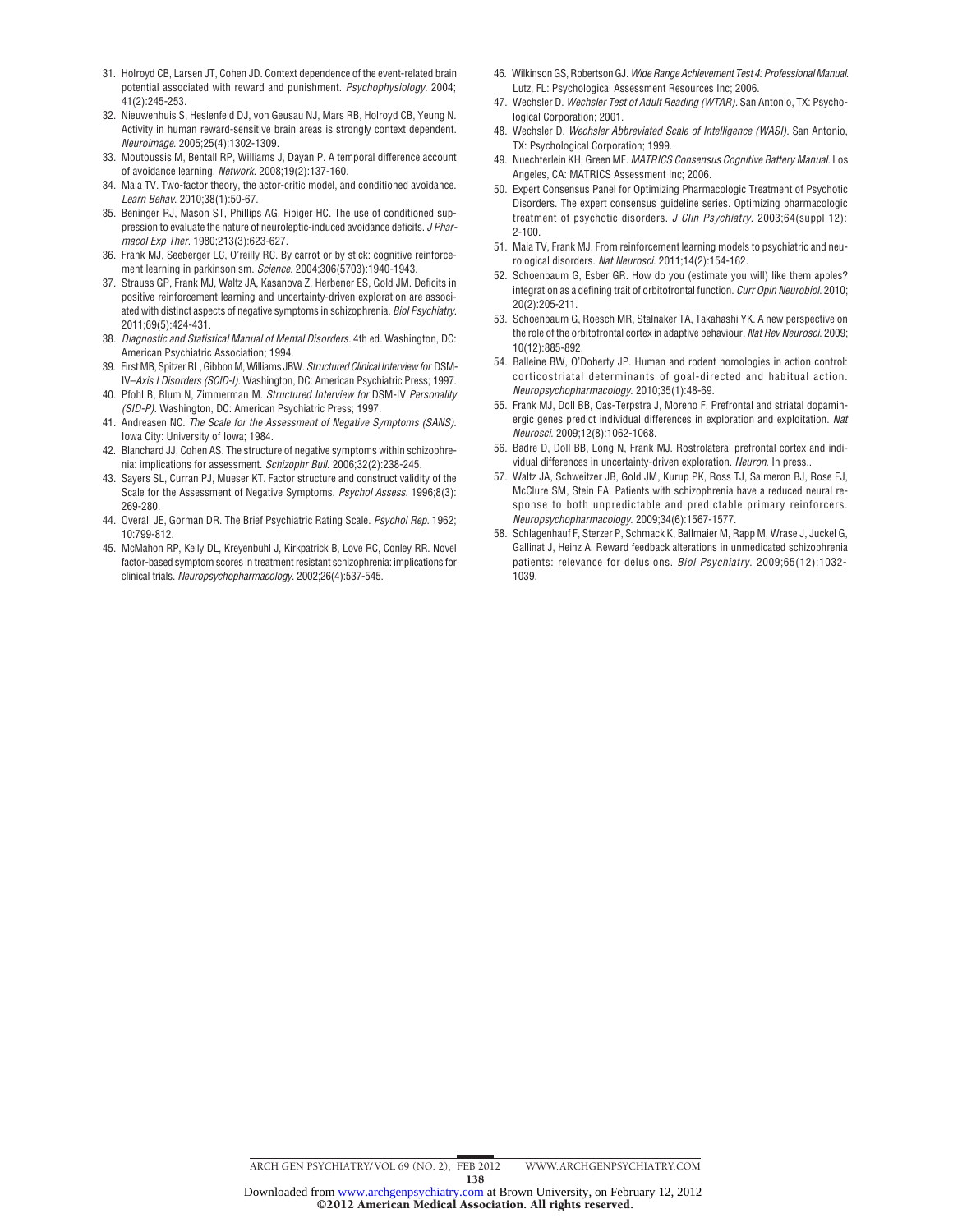31. Holroyd CB, Larsen JT, Cohen JD. Context dependence of the event-related brain potential associated with reward and punishment. *Psychophysiology*. 2004; 41(2):245-253.
32. Nieuwenhuis S, Heslenfeld DJ, von Geusau NJ, Mars RB, Holroyd CB, Yeung N. Activity in human reward-sensitive brain areas is strongly context dependent. *Neuroimage*. 2005;25(4):1302-1309.
33. Moutoussis M, Bentall RP, Williams J, Dayan P. A temporal difference account of avoidance learning. *Network*. 2008;19(2):137-160.
34. Maia TV. Two-factor theory, the actor-critic model, and conditioned avoidance. *Learn Behav*. 2010;38(1):50-67.
35. Beninger RJ, Mason ST, Phillips AG, Fibiger HC. The use of conditioned suppression to evaluate the nature of neuroleptic-induced avoidance deficits. *J Pharmacol Exp Ther*. 1980;213(3):623-627.
36. Frank MJ, Seeberger LC, O'reilly RC. By carrot or by stick: cognitive reinforcement learning in parkinsonism. *Science*. 2004;306(5703):1940-1943.
37. Strauss GP, Frank MJ, Waltz JA, Kasanova Z, Herbener ES, Gold JM. Deficits in positive reinforcement learning and uncertainty-driven exploration are associated with distinct aspects of negative symptoms in schizophrenia. *Biol Psychiatry*. 2011;69(5):424-431.
38. *Diagnostic and Statistical Manual of Mental Disorders*. 4th ed. Washington, DC: American Psychiatric Association; 1994.
39. First MB, Spitzer RL, Gibbon M, Williams JBW. *Structured Clinical Interview for* DSM-IV*–Axis I Disorders (SCID-I)*. Washington, DC: American Psychiatric Press; 1997.
40. Pfohl B, Blum N, Zimmerman M. *Structured Interview for* DSM-IV *Personality (SID-P)*. Washington, DC: American Psychiatric Press; 1997.
41. Andreasen NC. *The Scale for the Assessment of Negative Symptoms (SANS)*. Iowa City: University of Iowa; 1984.
42. Blanchard JJ, Cohen AS. The structure of negative symptoms within schizophrenia: implications for assessment. *Schizophr Bull*. 2006;32(2):238-245.
43. Sayers SL, Curran PJ, Mueser KT. Factor structure and construct validity of the Scale for the Assessment of Negative Symptoms. *Psychol Assess*. 1996;8(3): 269-280.
44. Overall JE, Gorman DR. The Brief Psychiatric Rating Scale. *Psychol Rep*. 1962; 10:799-812.
45. McMahon RP, Kelly DL, Kreyenbuhl J, Kirkpatrick B, Love RC, Conley RR. Novel factor-based symptom scores in treatment resistant schizophrenia: implications for clinical trials. *Neuropsychopharmacology*. 2002;26(4):537-545.
46. Wilkinson GS, Robertson GJ. *Wide Range Achievement Test 4: Professional Manual*. Lutz, FL: Psychological Assessment Resources Inc; 2006.
47. Wechsler D. *Wechsler Test of Adult Reading (WTAR)*. San Antonio, TX: Psychological Corporation; 2001.
48. Wechsler D. *Wechsler Abbreviated Scale of Intelligence (WASI)*. San Antonio, TX: Psychological Corporation; 1999.
49. Nuechterlein KH, Green MF. *MATRICS Consensus Cognitive Battery Manual*. Los Angeles, CA: MATRICS Assessment Inc; 2006.
50. Expert Consensus Panel for Optimizing Pharmacologic Treatment of Psychotic Disorders. The expert consensus guideline series. Optimizing pharmacologic treatment of psychotic disorders. *J Clin Psychiatry*. 2003;64(suppl 12): 2-100.
51. Maia TV, Frank MJ. From reinforcement learning models to psychiatric and neurological disorders. *Nat Neurosci*. 2011;14(2):154-162.
52. Schoenbaum G, Esber GR. How do you (estimate you will) like them apples? integration as a defining trait of orbitofrontal function. *Curr Opin Neurobiol*. 2010; 20(2):205-211.
53. Schoenbaum G, Roesch MR, Stalnaker TA, Takahashi YK. A new perspective on the role of the orbitofrontal cortex in adaptive behaviour. *Nat Rev Neurosci*. 2009; 10(12):885-892.
54. Balleine BW, O'Doherty JP. Human and rodent homologies in action control: corticostriatal determinants of goal-directed and habitual action. *Neuropsychopharmacology*. 2010;35(1):48-69.
55. Frank MJ, Doll BB, Oas-Terpstra J, Moreno F. Prefrontal and striatal dopaminergic genes predict individual differences in exploration and exploitation. *Nat Neurosci*. 2009;12(8):1062-1068.
56. Badre D, Doll BB, Long N, Frank MJ. Rostrolateral prefrontal cortex and individual differences in uncertainty-driven exploration. *Neuron*. In press..
57. Waltz JA, Schweitzer JB, Gold JM, Kurup PK, Ross TJ, Salmeron BJ, Rose EJ, McClure SM, Stein EA. Patients with schizophrenia have a reduced neural response to both unpredictable and predictable primary reinforcers. *Neuropsychopharmacology*. 2009;34(6):1567-1577.
58. Schlagenhauf F, Sterzer P, Schmack K, Ballmaier M, Rapp M, Wrase J, Juckel G, Gallinat J, Heinz A. Reward feedback alterations in unmedicated schizophrenia patients: relevance for delusions. *Biol Psychiatry*. 2009;65(12):1032-1039.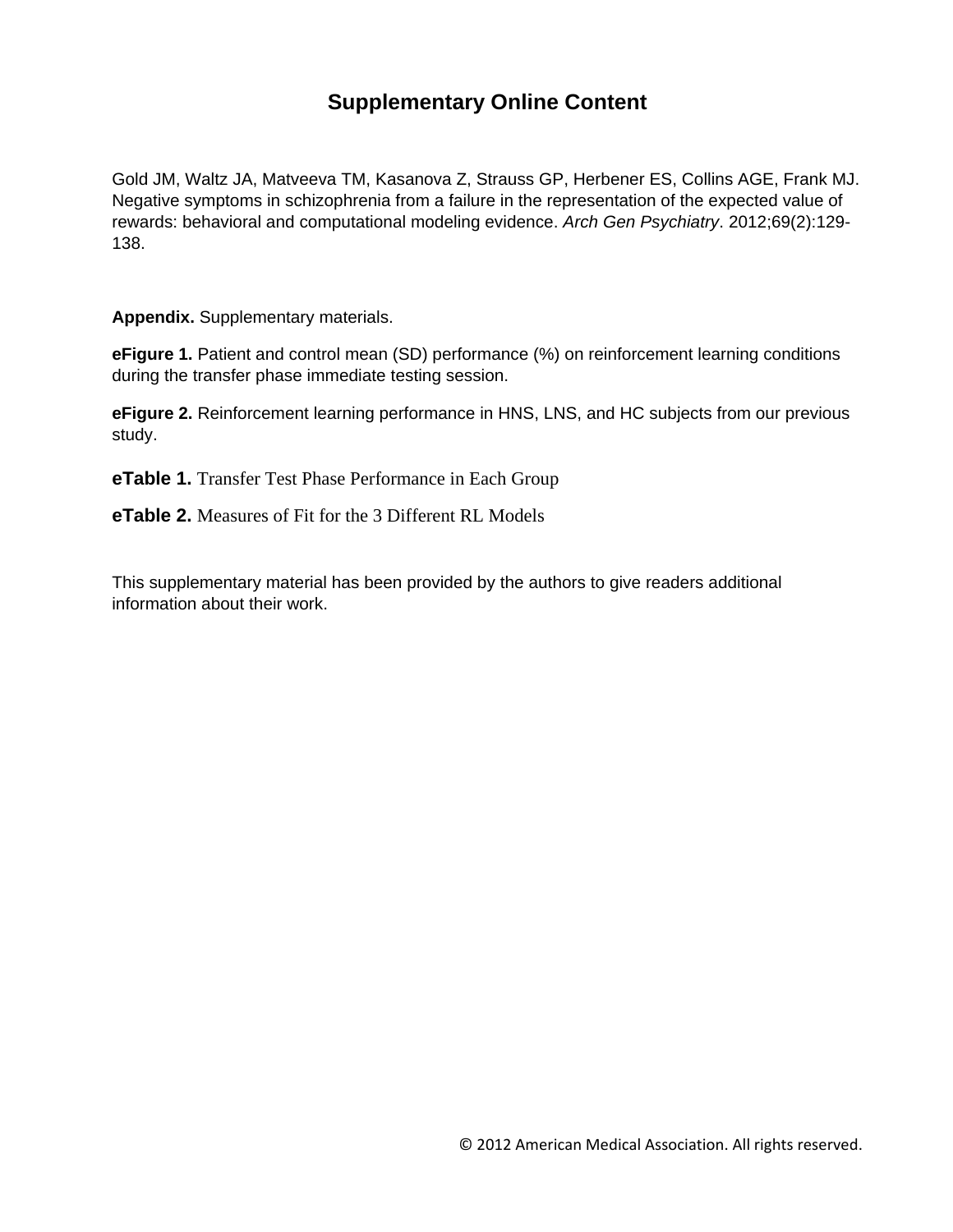# Supplementary Online Content

Gold JM, Waltz JA, Matveeva TM, Kasanova Z, Strauss GP, Herbener ES, Collins AGE, Frank MJ. Negative symptoms in schizophrenia from a failure in the representation of the expected value of rewards: behavioral and computational modeling evidence. *Arch Gen Psychiatry*. 2012;69(2):129-138.

**Appendix.** Supplementary materials.

**eFigure 1.** Patient and control mean (SD) performance (%) on reinforcement learning conditions during the transfer phase immediate testing session.

**eFigure 2.** Reinforcement learning performance in HNS, LNS, and HC subjects from our previous study.

**eTable 1.** Transfer Test Phase Performance in Each Group

**eTable 2.** Measures of Fit for the 3 Different RL Models

This supplementary material has been provided by the authors to give readers additional information about their work.

© 2012 American Medical Association. All rights reserved.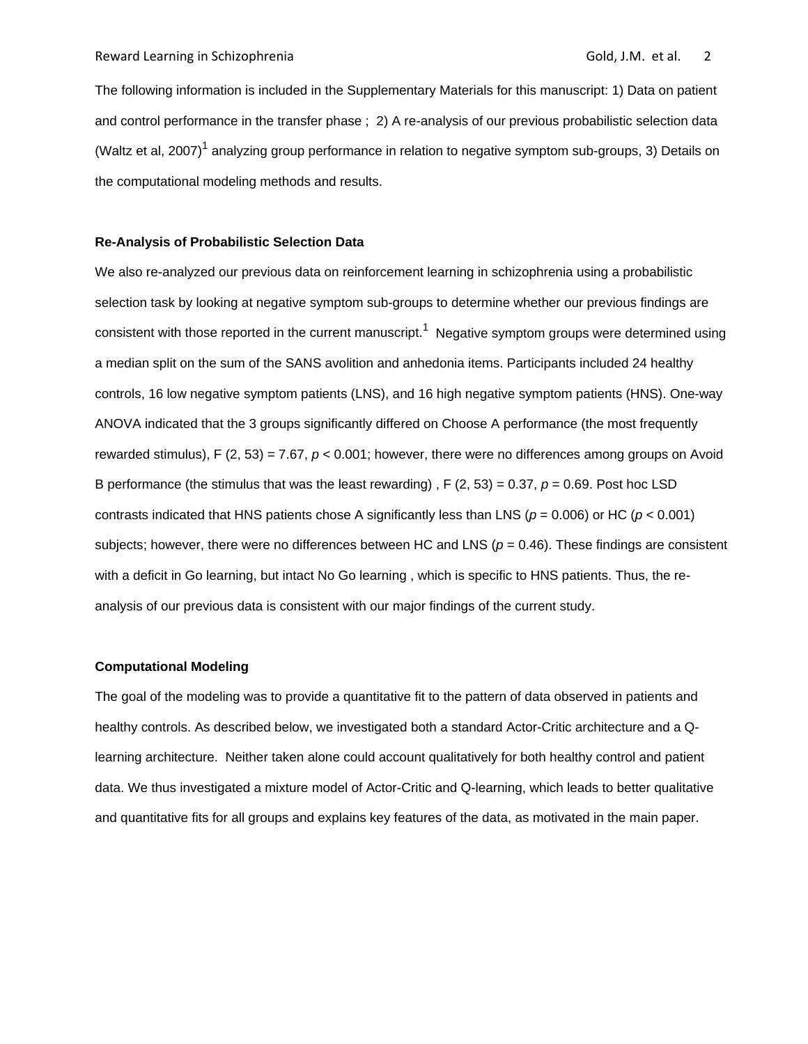The following information is included in the Supplementary Materials for this manuscript: 1) Data on patient and control performance in the transfer phase ; 2) A re-analysis of our previous probabilistic selection data (Waltz et al, 2007)[1] analyzing group performance in relation to negative symptom sub-groups, 3) Details on the computational modeling methods and results.

**Re-Analysis of Probabilistic Selection Data**

We also re-analyzed our previous data on reinforcement learning in schizophrenia using a probabilistic selection task by looking at negative symptom sub-groups to determine whether our previous findings are consistent with those reported in the current manuscript.[1] Negative symptom groups were determined using a median split on the sum of the SANS avolition and anhedonia items. Participants included 24 healthy controls, 16 low negative symptom patients (LNS), and 16 high negative symptom patients (HNS). One-way ANOVA indicated that the 3 groups significantly differed on Choose A performance (the most frequently rewarded stimulus), $F(2, 53) = 7.67$, $p < 0.001$; however, there were no differences among groups on Avoid B performance (the stimulus that was the least rewarding) , $F(2, 53) = 0.37$, $p = 0.69$. Post hoc LSD contrasts indicated that HNS patients chose A significantly less than LNS ($p = 0.006$) or HC ($p < 0.001$) subjects; however, there were no differences between HC and LNS ($p = 0.46$). These findings are consistent with a deficit in Go learning, but intact No Go learning , which is specific to HNS patients. Thus, the re-analysis of our previous data is consistent with our major findings of the current study.

**Computational Modeling**

The goal of the modeling was to provide a quantitative fit to the pattern of data observed in patients and healthy controls. As described below, we investigated both a standard Actor-Critic architecture and a Q-learning architecture. Neither taken alone could account qualitatively for both healthy control and patient data. We thus investigated a mixture model of Actor-Critic and Q-learning, which leads to better qualitative and quantitative fits for all groups and explains key features of the data, as motivated in the main paper.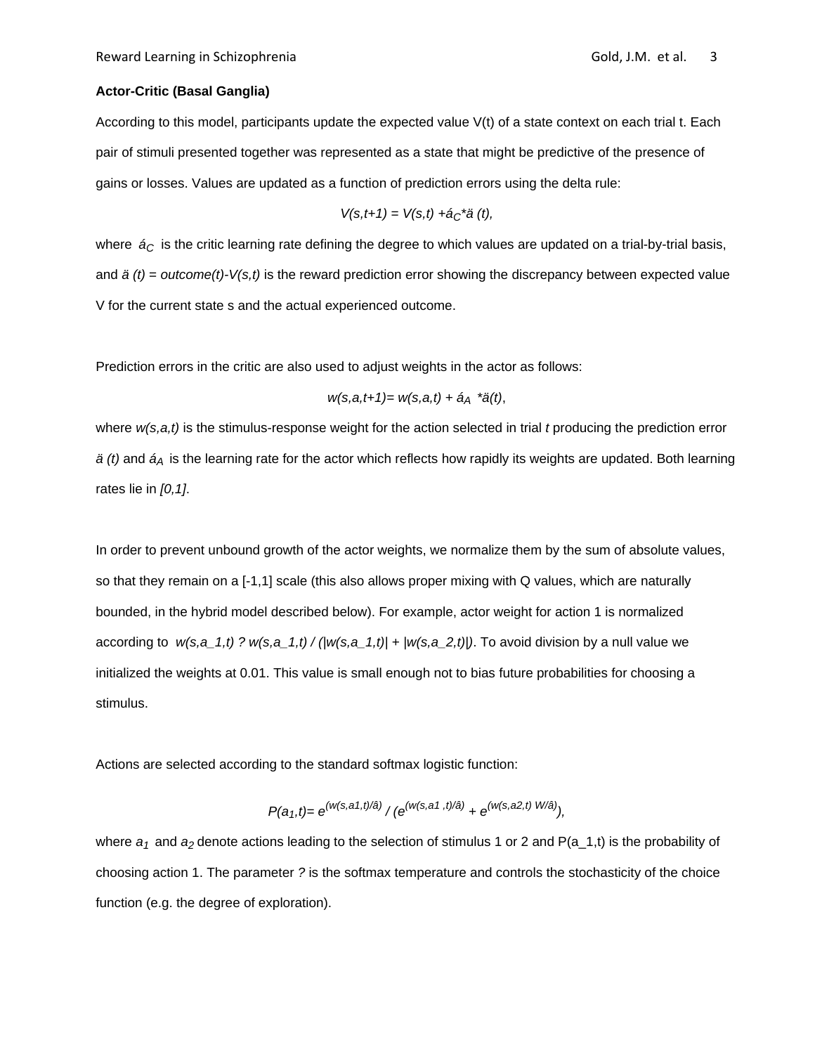**Actor-Critic (Basal Ganglia)**

According to this model, participants update the expected value V(t) of a state context on each trial t. Each pair of stimuli presented together was represented as a state that might be predictive of the presence of gains or losses. Values are updated as a function of prediction errors using the delta rule:

$$V(s,t+1) = V(s,t) + \acute{a}_C * \ddot{a}(t),$$

where $\acute{a}_C$ is the critic learning rate defining the degree to which values are updated on a trial-by-trial basis, and $\ddot{a}(t) = outcome(t) - V(s,t)$ is the reward prediction error showing the discrepancy between expected value V for the current state s and the actual experienced outcome.

Prediction errors in the critic are also used to adjust weights in the actor as follows:

$$w(s,a,t+1) = w(s,a,t) + \acute{a}_A * \ddot{a}(t),$$

where $w(s,a,t)$ is the stimulus-response weight for the action selected in trial $t$ producing the prediction error $\ddot{a}(t)$ and $\acute{a}_A$ is the learning rate for the actor which reflects how rapidly its weights are updated. Both learning rates lie in *[0,1]*.

In order to prevent unbound growth of the actor weights, we normalize them by the sum of absolute values, so that they remain on a [-1,1] scale (this also allows proper mixing with Q values, which are naturally bounded, in the hybrid model described below). For example, actor weight for action 1 is normalized according to $w(s,a\_1,t)$ ? $w(s,a\_1,t) / (|w(s,a\_1,t)| + |w(s,a\_2,t)|)$. To avoid division by a null value we initialized the weights at 0.01. This value is small enough not to bias future probabilities for choosing a stimulus.

Actions are selected according to the standard softmax logistic function:

$$P(a_1,t) = e^{(w(s,a1,t)/\hat{a})} / (e^{(w(s,a1,t)/\hat{a})} + e^{(w(s,a2,t)\ W/\hat{a})}),$$

where $a_1$ and $a_2$ denote actions leading to the selection of stimulus 1 or 2 and P(a_1,t) is the probability of choosing action 1. The parameter *?* is the softmax temperature and controls the stochasticity of the choice function (e.g. the degree of exploration).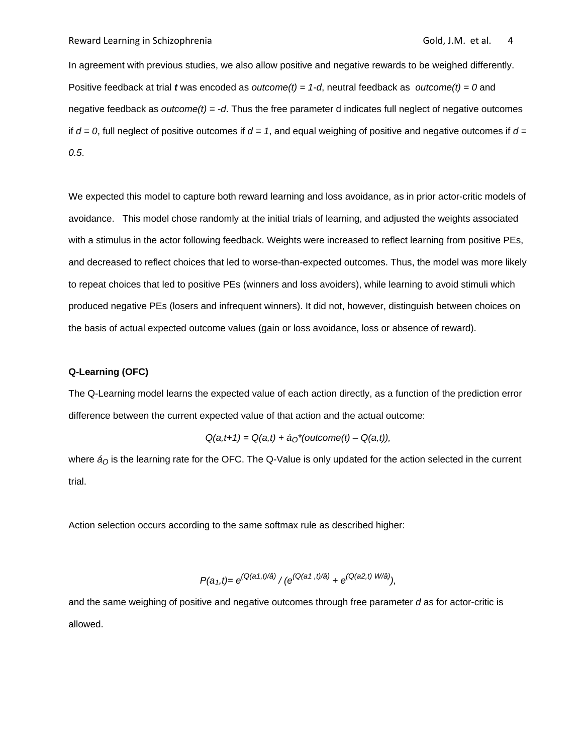In agreement with previous studies, we also allow positive and negative rewards to be weighed differently. Positive feedback at trial ***t*** was encoded as $outcome(t) = 1-d$, neutral feedback as $outcome(t) = 0$ and negative feedback as $outcome(t) = -d$. Thus the free parameter d indicates full neglect of negative outcomes if $d = 0$, full neglect of positive outcomes if $d = 1$, and equal weighing of positive and negative outcomes if $d = 0.5$.

We expected this model to capture both reward learning and loss avoidance, as in prior actor-critic models of avoidance. This model chose randomly at the initial trials of learning, and adjusted the weights associated with a stimulus in the actor following feedback. Weights were increased to reflect learning from positive PEs, and decreased to reflect choices that led to worse-than-expected outcomes. Thus, the model was more likely to repeat choices that led to positive PEs (winners and loss avoiders), while learning to avoid stimuli which produced negative PEs (losers and infrequent winners). It did not, however, distinguish between choices on the basis of actual expected outcome values (gain or loss avoidance, loss or absence of reward).

**Q-Learning (OFC)**

The Q-Learning model learns the expected value of each action directly, as a function of the prediction error difference between the current expected value of that action and the actual outcome:

$$Q(a,t+1) = Q(a,t) + á_O*(outcome(t) – Q(a,t)),$$

where $á_O$ is the learning rate for the OFC. The Q-Value is only updated for the action selected in the current trial.

Action selection occurs according to the same softmax rule as described higher:

$$P(a_1,t)= e^{(Q(a1,t)/â)} / (e^{(Q(a1 ,t)/â)} + e^{(Q(a2,t) W/â)}),$$

and the same weighing of positive and negative outcomes through free parameter $d$ as for actor-critic is allowed.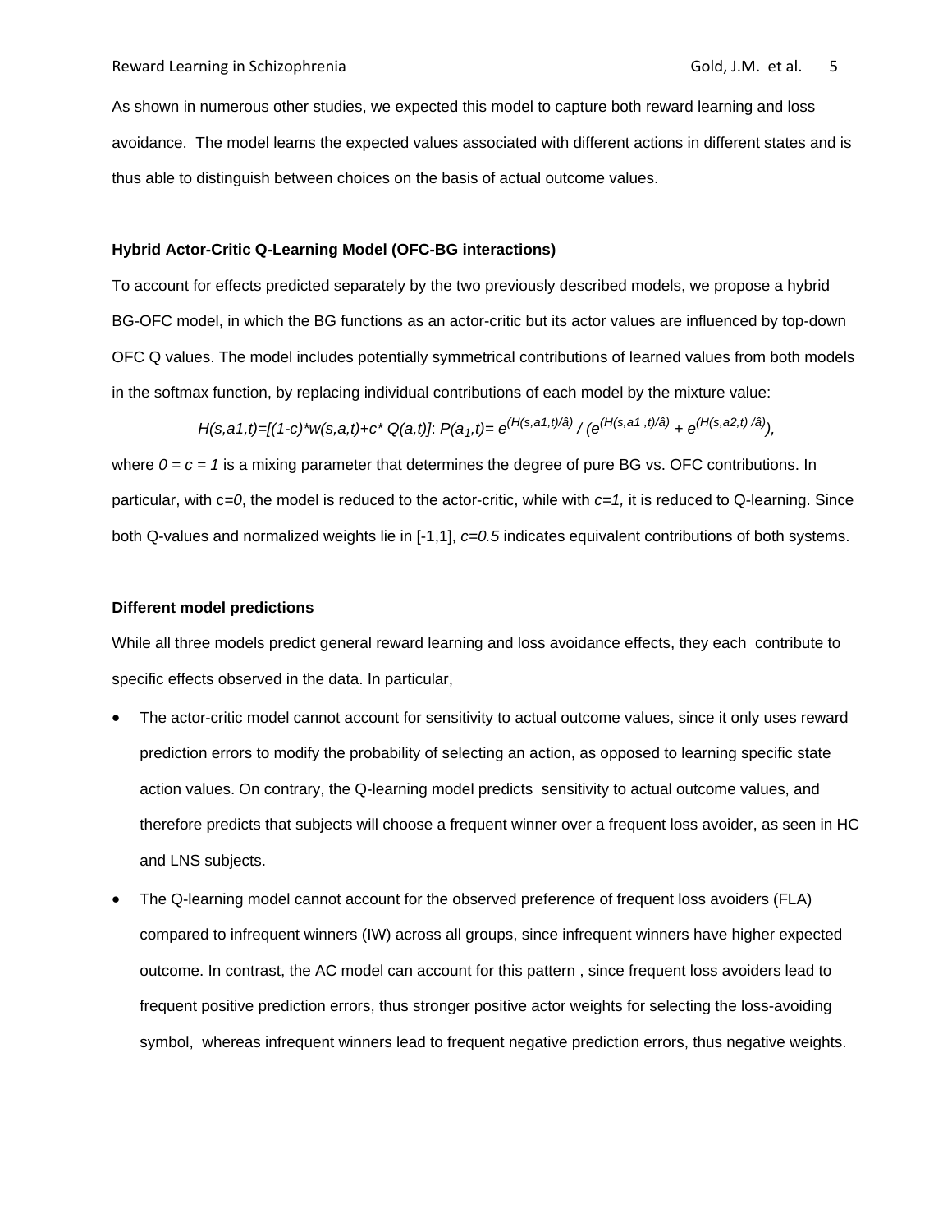As shown in numerous other studies, we expected this model to capture both reward learning and loss avoidance. The model learns the expected values associated with different actions in different states and is thus able to distinguish between choices on the basis of actual outcome values.

**Hybrid Actor-Critic Q-Learning Model (OFC-BG interactions)**

To account for effects predicted separately by the two previously described models, we propose a hybrid BG-OFC model, in which the BG functions as an actor-critic but its actor values are influenced by top-down OFC Q values. The model includes potentially symmetrical contributions of learned values from both models in the softmax function, by replacing individual contributions of each model by the mixture value:

$$H(s,a1,t)=[(1-c)*w(s,a,t)+c*Q(a,t)]: P(a_1,t)= e^{(H(s,a1,t)/\hat{a})} / (e^{(H(s,a1,t)/\hat{a})} + e^{(H(s,a2,t)/\hat{a})}),$$

where $0 = c = 1$ is a mixing parameter that determines the degree of pure BG vs. OFC contributions. In particular, with c=*0*, the model is reduced to the actor-critic, while with *c=1,* it is reduced to Q-learning. Since both Q-values and normalized weights lie in [-1,1], *c=0.5* indicates equivalent contributions of both systems.

**Different model predictions**

While all three models predict general reward learning and loss avoidance effects, they each contribute to specific effects observed in the data. In particular,

- The actor-critic model cannot account for sensitivity to actual outcome values, since it only uses reward prediction errors to modify the probability of selecting an action, as opposed to learning specific state action values. On contrary, the Q-learning model predicts sensitivity to actual outcome values, and therefore predicts that subjects will choose a frequent winner over a frequent loss avoider, as seen in HC and LNS subjects.
- The Q-learning model cannot account for the observed preference of frequent loss avoiders (FLA) compared to infrequent winners (IW) across all groups, since infrequent winners have higher expected outcome. In contrast, the AC model can account for this pattern , since frequent loss avoiders lead to frequent positive prediction errors, thus stronger positive actor weights for selecting the loss-avoiding symbol, whereas infrequent winners lead to frequent negative prediction errors, thus negative weights.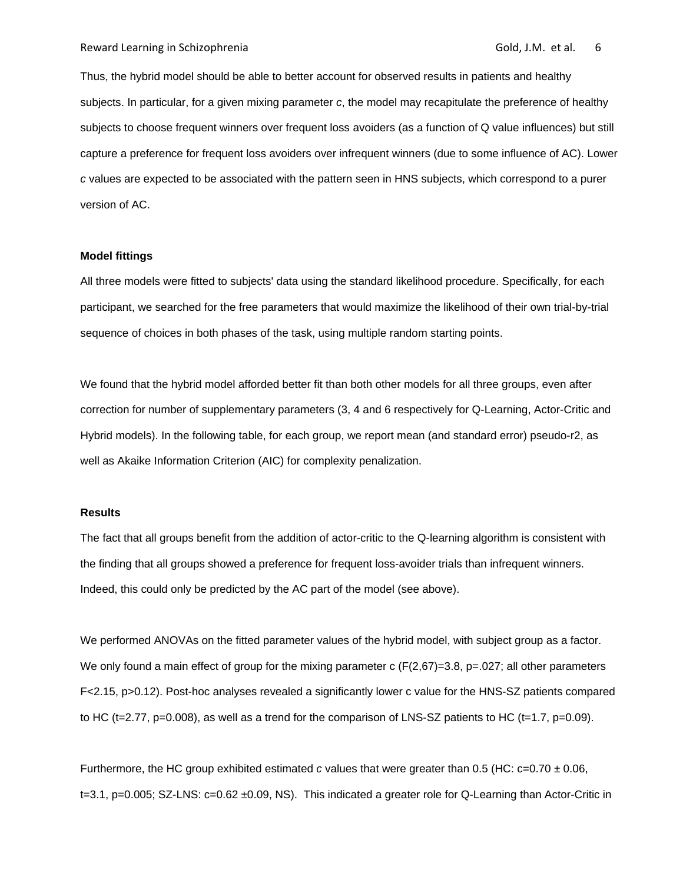Thus, the hybrid model should be able to better account for observed results in patients and healthy subjects. In particular, for a given mixing parameter *c*, the model may recapitulate the preference of healthy subjects to choose frequent winners over frequent loss avoiders (as a function of Q value influences) but still capture a preference for frequent loss avoiders over infrequent winners (due to some influence of AC). Lower *c* values are expected to be associated with the pattern seen in HNS subjects, which correspond to a purer version of AC.

**Model fittings**

All three models were fitted to subjects' data using the standard likelihood procedure. Specifically, for each participant, we searched for the free parameters that would maximize the likelihood of their own trial-by-trial sequence of choices in both phases of the task, using multiple random starting points.

We found that the hybrid model afforded better fit than both other models for all three groups, even after correction for number of supplementary parameters (3, 4 and 6 respectively for Q-Learning, Actor-Critic and Hybrid models). In the following table, for each group, we report mean (and standard error) pseudo-r2, as well as Akaike Information Criterion (AIC) for complexity penalization.

**Results**

The fact that all groups benefit from the addition of actor-critic to the Q-learning algorithm is consistent with the finding that all groups showed a preference for frequent loss-avoider trials than infrequent winners. Indeed, this could only be predicted by the AC part of the model (see above).

We performed ANOVAs on the fitted parameter values of the hybrid model, with subject group as a factor. We only found a main effect of group for the mixing parameter c ($F(2,67)=3.8$, $p=.027$; all other parameters $F<2.15$, $p>0.12$). Post-hoc analyses revealed a significantly lower c value for the HNS-SZ patients compared to HC ($t=2.77$, $p=0.008$), as well as a trend for the comparison of LNS-SZ patients to HC ($t=1.7$, $p=0.09$).

Furthermore, the HC group exhibited estimated *c* values that were greater than 0.5 (HC: $c=0.70 \pm 0.06$, $t=3.1$, $p=0.005$; SZ-LNS: $c=0.62 \pm 0.09$, NS). This indicated a greater role for Q-Learning than Actor-Critic in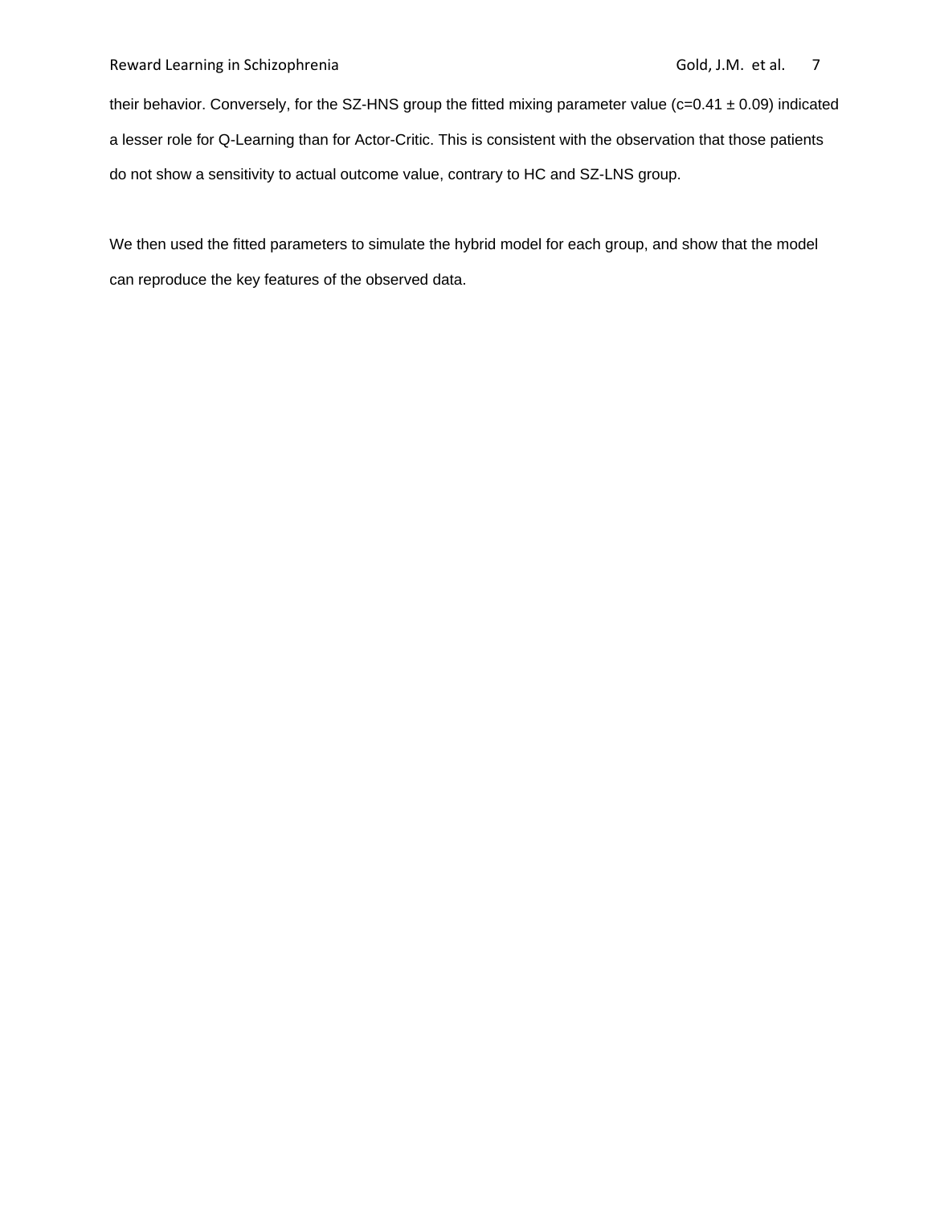their behavior. Conversely, for the SZ-HNS group the fitted mixing parameter value ($c=0.41 \pm 0.09$) indicated a lesser role for Q-Learning than for Actor-Critic. This is consistent with the observation that those patients do not show a sensitivity to actual outcome value, contrary to HC and SZ-LNS group.

We then used the fitted parameters to simulate the hybrid model for each group, and show that the model can reproduce the key features of the observed data.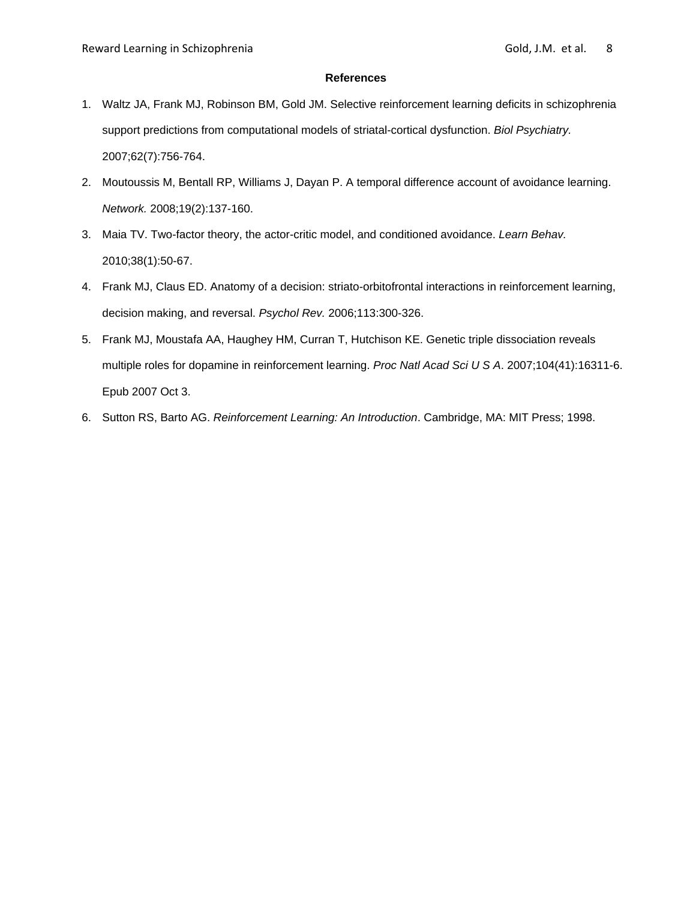## References

1. Waltz JA, Frank MJ, Robinson BM, Gold JM. Selective reinforcement learning deficits in schizophrenia support predictions from computational models of striatal-cortical dysfunction. *Biol Psychiatry.* 2007;62(7):756-764.
2. Moutoussis M, Bentall RP, Williams J, Dayan P. A temporal difference account of avoidance learning. *Network.* 2008;19(2):137-160.
3. Maia TV. Two-factor theory, the actor-critic model, and conditioned avoidance. *Learn Behav.* 2010;38(1):50-67.
4. Frank MJ, Claus ED. Anatomy of a decision: striato-orbitofrontal interactions in reinforcement learning, decision making, and reversal. *Psychol Rev.* 2006;113:300-326.
5. Frank MJ, Moustafa AA, Haughey HM, Curran T, Hutchison KE. Genetic triple dissociation reveals multiple roles for dopamine in reinforcement learning. *Proc Natl Acad Sci U S A*. 2007;104(41):16311-6. Epub 2007 Oct 3.
6. Sutton RS, Barto AG. *Reinforcement Learning: An Introduction*. Cambridge, MA: MIT Press; 1998.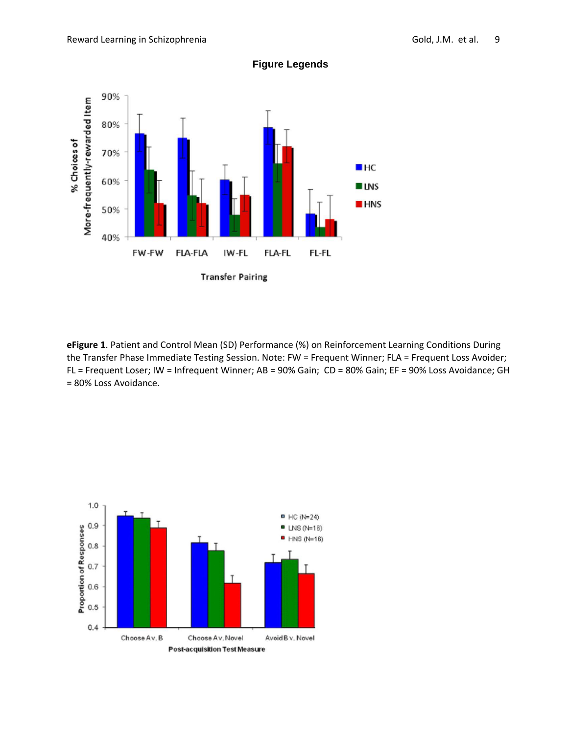## Figure Legends

90%
80%
70%
60%
50%
40%

% Choices of More-frequently-rewarded Item

FW-FW
FLA-FLA
IW-FL
FLA-FL
FL-FL

Transfer Pairing

HC
LNS
HNS

**eFigure 1**. Patient and Control Mean (SD) Performance (%) on Reinforcement Learning Conditions During the Transfer Phase Immediate Testing Session. Note: FW = Frequent Winner; FLA = Frequent Loss Avoider; FL = Frequent Loser; IW = Infrequent Winner; AB = 90% Gain; CD = 80% Gain; EF = 90% Loss Avoidance; GH = 80% Loss Avoidance.

1.0
0.9
0.8
0.7
0.6
0.5
0.4

Proportion of Responses

Choose A v. B
Choose A v. Novel
Avoid B v. Novel

Post-acquisition Test Measure

HC (N=24)
LNS (N=16)
HNS (N=16)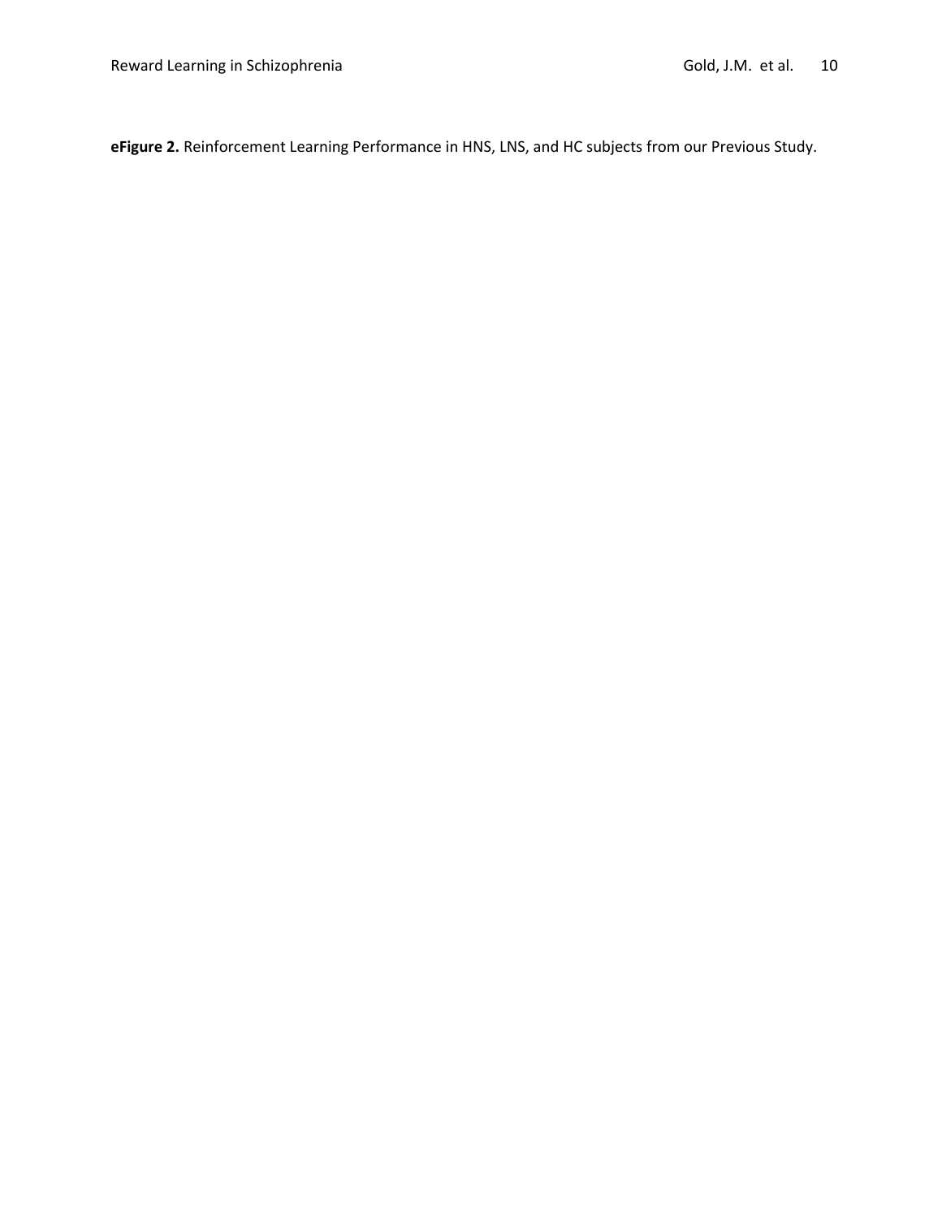**eFigure 2.** Reinforcement Learning Performance in HNS, LNS, and HC subjects from our Previous Study.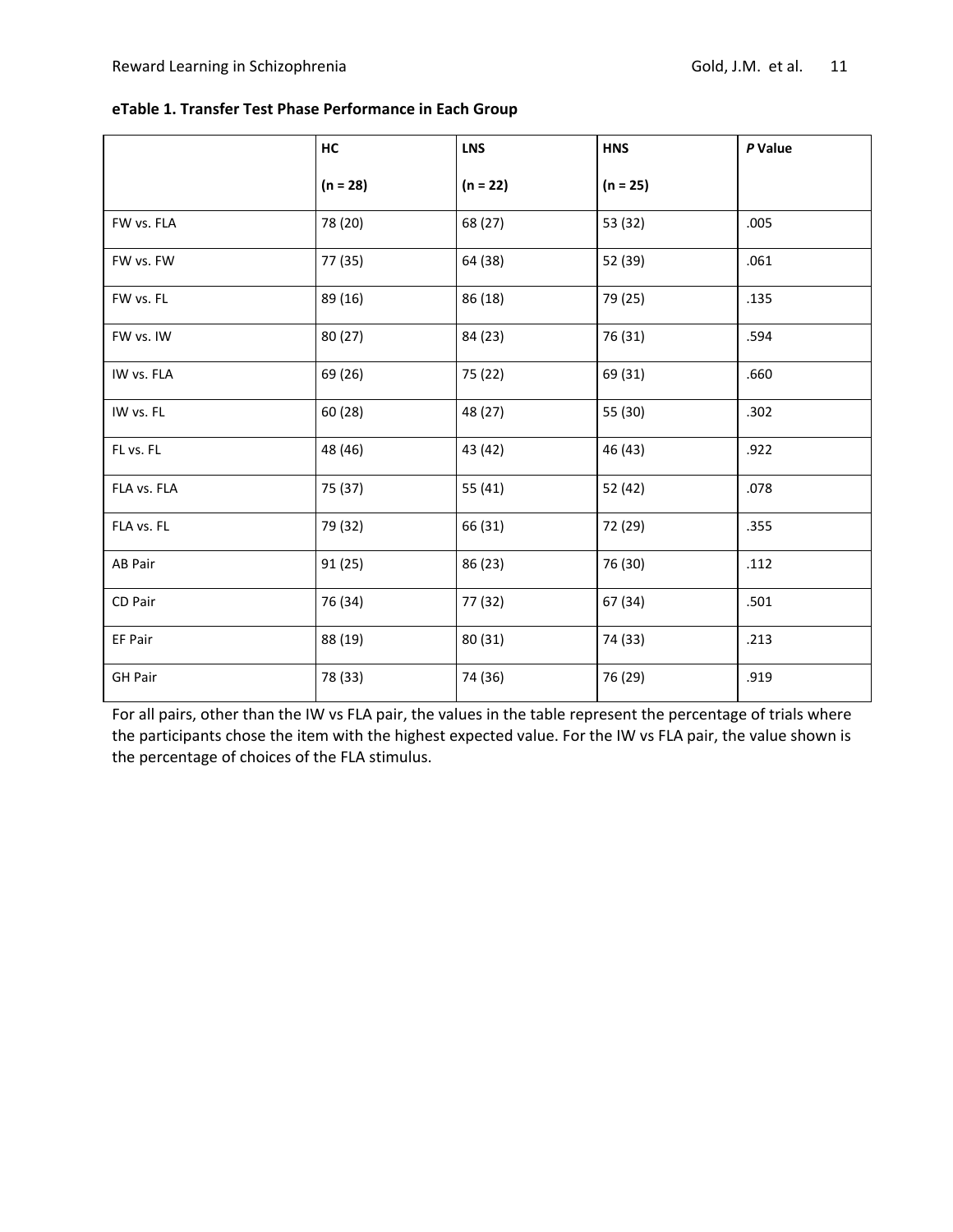**eTable 1. Transfer Test Phase Performance in Each Group**

| | HC<br>(n = 28) | LNS<br>(n = 22) | HNS<br>(n = 25) | *P* Value |
|---|---|---|---|---|
| FW vs. FLA | 78 (20) | 68 (27) | 53 (32) | .005 |
| FW vs. FW | 77 (35) | 64 (38) | 52 (39) | .061 |
| FW vs. FL | 89 (16) | 86 (18) | 79 (25) | .135 |
| FW vs. IW | 80 (27) | 84 (23) | 76 (31) | .594 |
| IW vs. FLA | 69 (26) | 75 (22) | 69 (31) | .660 |
| IW vs. FL | 60 (28) | 48 (27) | 55 (30) | .302 |
| FL vs. FL | 48 (46) | 43 (42) | 46 (43) | .922 |
| FLA vs. FLA | 75 (37) | 55 (41) | 52 (42) | .078 |
| FLA vs. FL | 79 (32) | 66 (31) | 72 (29) | .355 |
| AB Pair | 91 (25) | 86 (23) | 76 (30) | .112 |
| CD Pair | 76 (34) | 77 (32) | 67 (34) | .501 |
| EF Pair | 88 (19) | 80 (31) | 74 (33) | .213 |
| GH Pair | 78 (33) | 74 (36) | 76 (29) | .919 |

For all pairs, other than the IW vs FLA pair, the values in the table represent the percentage of trials where the participants chose the item with the highest expected value. For the IW vs FLA pair, the value shown is the percentage of choices of the FLA stimulus.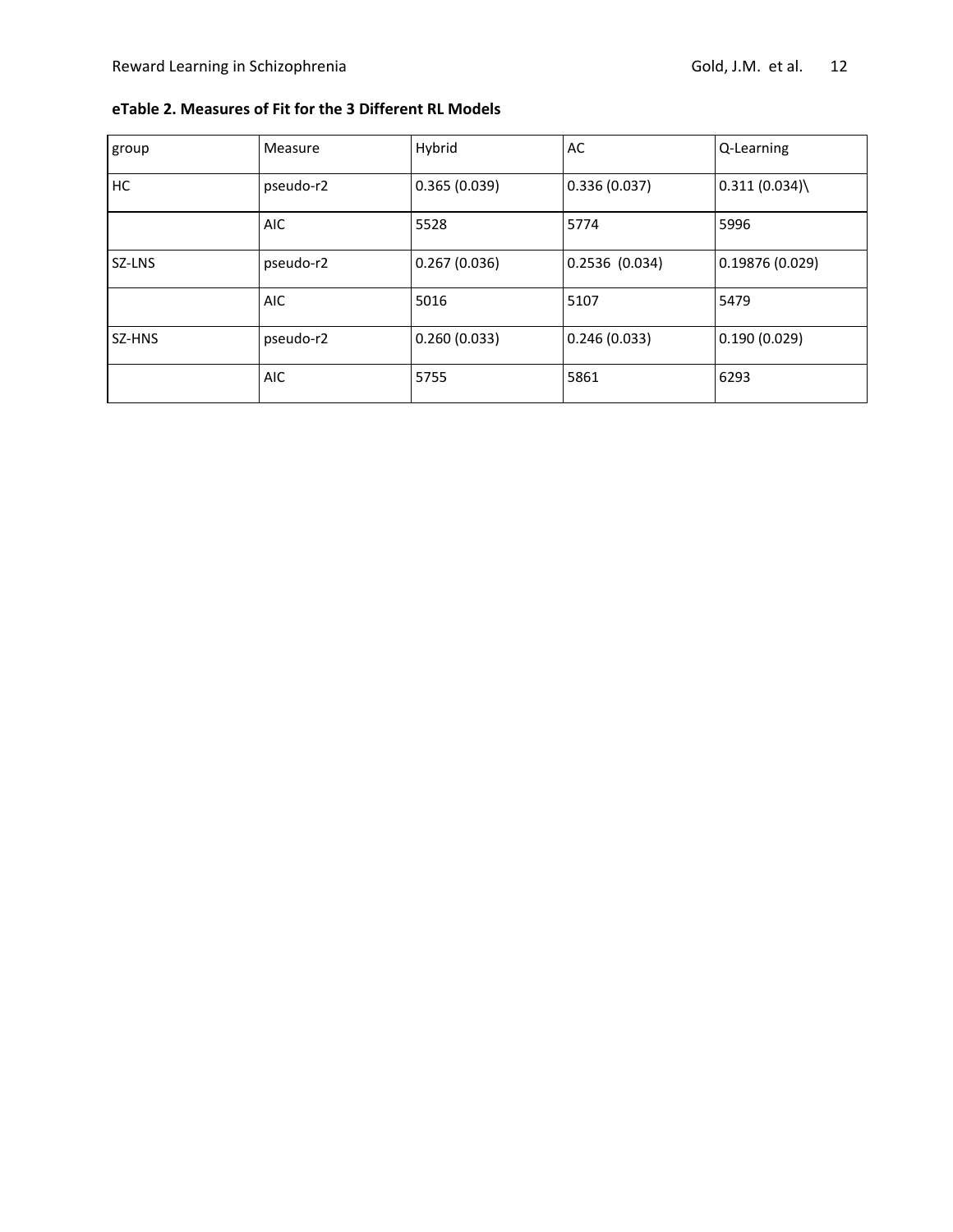**eTable 2. Measures of Fit for the 3 Different RL Models**

| group | Measure | Hybrid | AC | Q-Learning |
|---|---|---|---|---|
| HC | pseudo-r2 | 0.365 (0.039) | 0.336 (0.037) | 0.311 (0.034)\ |
| | AIC | 5528 | 5774 | 5996 |
| SZ-LNS | pseudo-r2 | 0.267 (0.036) | 0.2536 (0.034) | 0.19876 (0.029) |
| | AIC | 5016 | 5107 | 5479 |
| SZ-HNS | pseudo-r2 | 0.260 (0.033) | 0.246 (0.033) | 0.190 (0.029) |
| | AIC | 5755 | 5861 | 6293 |